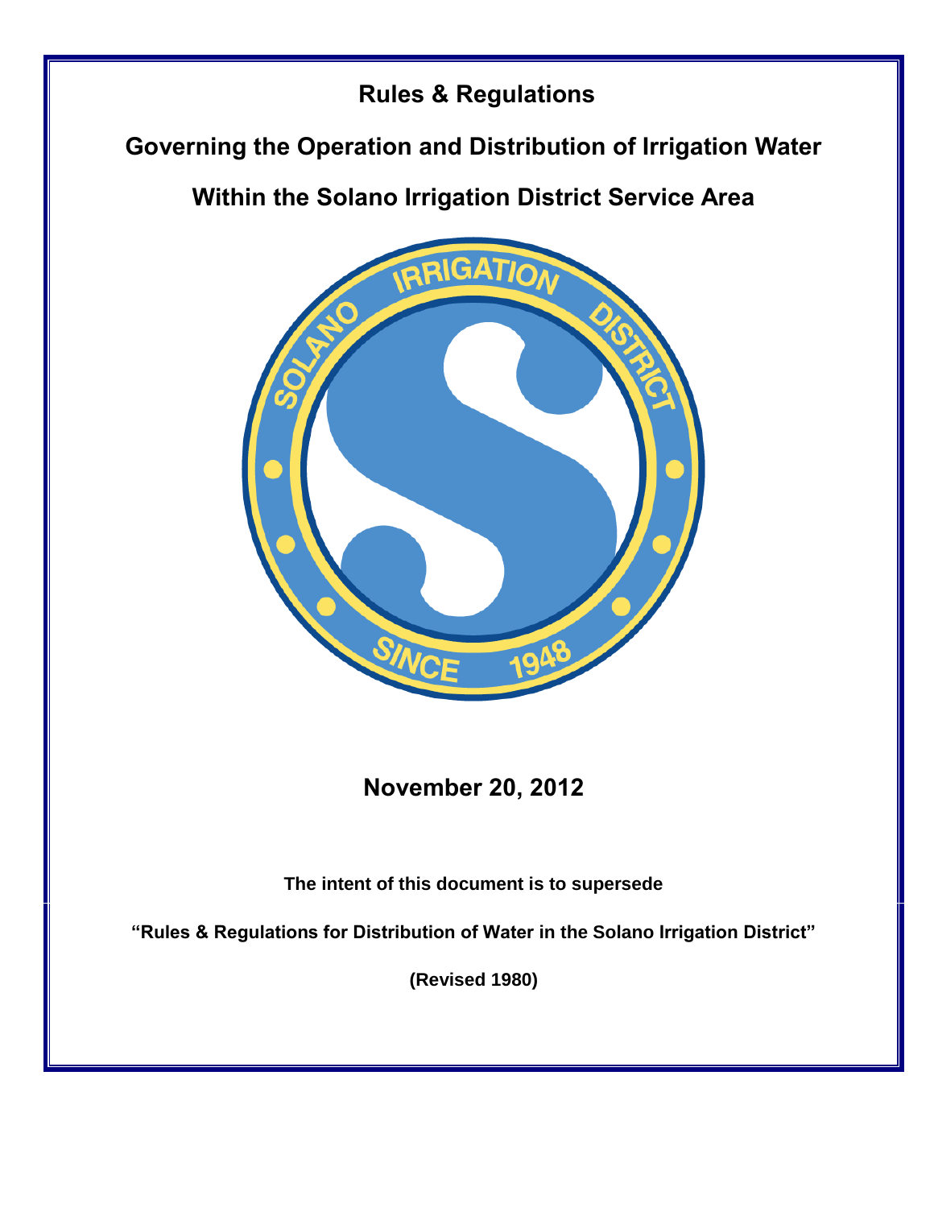# Rules & Regulations

## Governing the Operation and Distribution of Irrigation Water

## Within the Solano Irrigation District Service Area

**November 20, 2012**

**The intent of this document is to supersede**

**"Rules & Regulations for Distribution of Water in the Solano Irrigation District"**

**(Revised 1980)**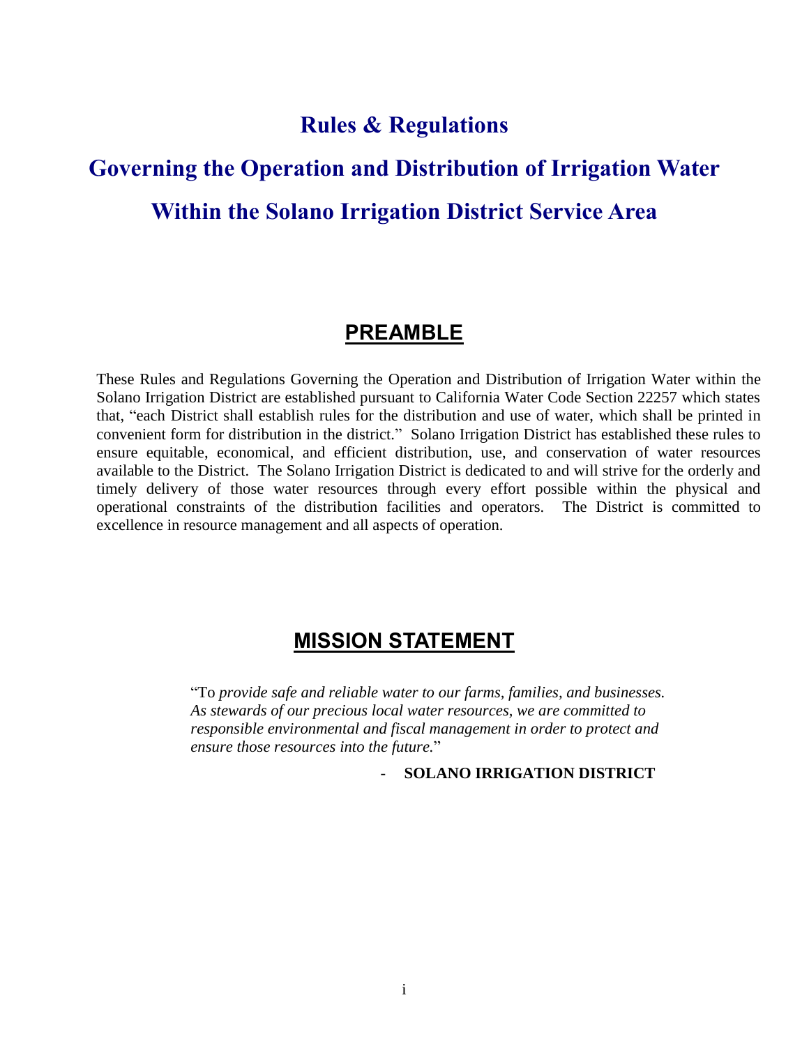# Rules & Regulations

# Governing the Operation and Distribution of Irrigation Water

# Within the Solano Irrigation District Service Area

## PREAMBLE

These Rules and Regulations Governing the Operation and Distribution of Irrigation Water within the Solano Irrigation District are established pursuant to California Water Code Section 22257 which states that, "each District shall establish rules for the distribution and use of water, which shall be printed in convenient form for distribution in the district." Solano Irrigation District has established these rules to ensure equitable, economical, and efficient distribution, use, and conservation of water resources available to the District. The Solano Irrigation District is dedicated to and will strive for the orderly and timely delivery of those water resources through every effort possible within the physical and operational constraints of the distribution facilities and operators. The District is committed to excellence in resource management and all aspects of operation.

## MISSION STATEMENT

"To *provide safe and reliable water to our farms, families, and businesses. As stewards of our precious local water resources, we are committed to responsible environmental and fiscal management in order to protect and ensure those resources into the future.*"

- **SOLANO IRRIGATION DISTRICT**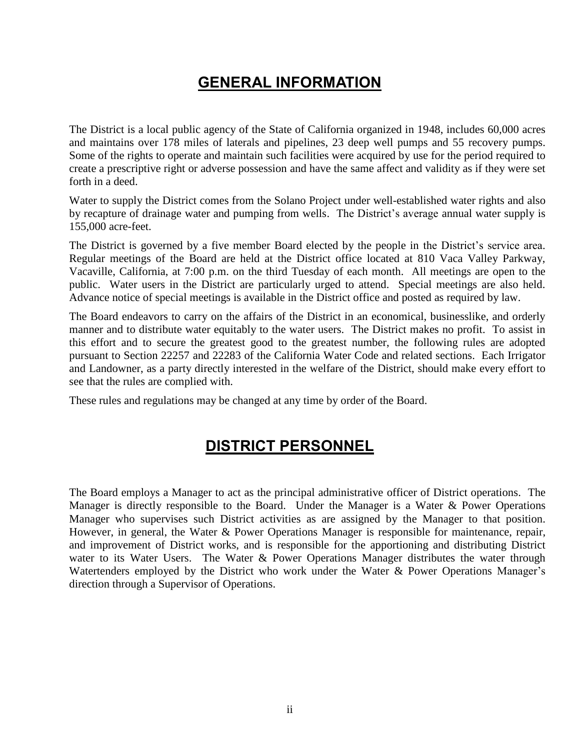# GENERAL INFORMATION

The District is a local public agency of the State of California organized in 1948, includes 60,000 acres and maintains over 178 miles of laterals and pipelines, 23 deep well pumps and 55 recovery pumps. Some of the rights to operate and maintain such facilities were acquired by use for the period required to create a prescriptive right or adverse possession and have the same affect and validity as if they were set forth in a deed.

Water to supply the District comes from the Solano Project under well-established water rights and also by recapture of drainage water and pumping from wells. The District's average annual water supply is 155,000 acre-feet.

The District is governed by a five member Board elected by the people in the District's service area. Regular meetings of the Board are held at the District office located at 810 Vaca Valley Parkway, Vacaville, California, at 7:00 p.m. on the third Tuesday of each month. All meetings are open to the public. Water users in the District are particularly urged to attend. Special meetings are also held. Advance notice of special meetings is available in the District office and posted as required by law.

The Board endeavors to carry on the affairs of the District in an economical, businesslike, and orderly manner and to distribute water equitably to the water users. The District makes no profit. To assist in this effort and to secure the greatest good to the greatest number, the following rules are adopted pursuant to Section 22257 and 22283 of the California Water Code and related sections. Each Irrigator and Landowner, as a party directly interested in the welfare of the District, should make every effort to see that the rules are complied with.

These rules and regulations may be changed at any time by order of the Board.

# DISTRICT PERSONNEL

The Board employs a Manager to act as the principal administrative officer of District operations. The Manager is directly responsible to the Board. Under the Manager is a Water & Power Operations Manager who supervises such District activities as are assigned by the Manager to that position. However, in general, the Water & Power Operations Manager is responsible for maintenance, repair, and improvement of District works, and is responsible for the apportioning and distributing District water to its Water Users. The Water & Power Operations Manager distributes the water through Watertenders employed by the District who work under the Water & Power Operations Manager's direction through a Supervisor of Operations.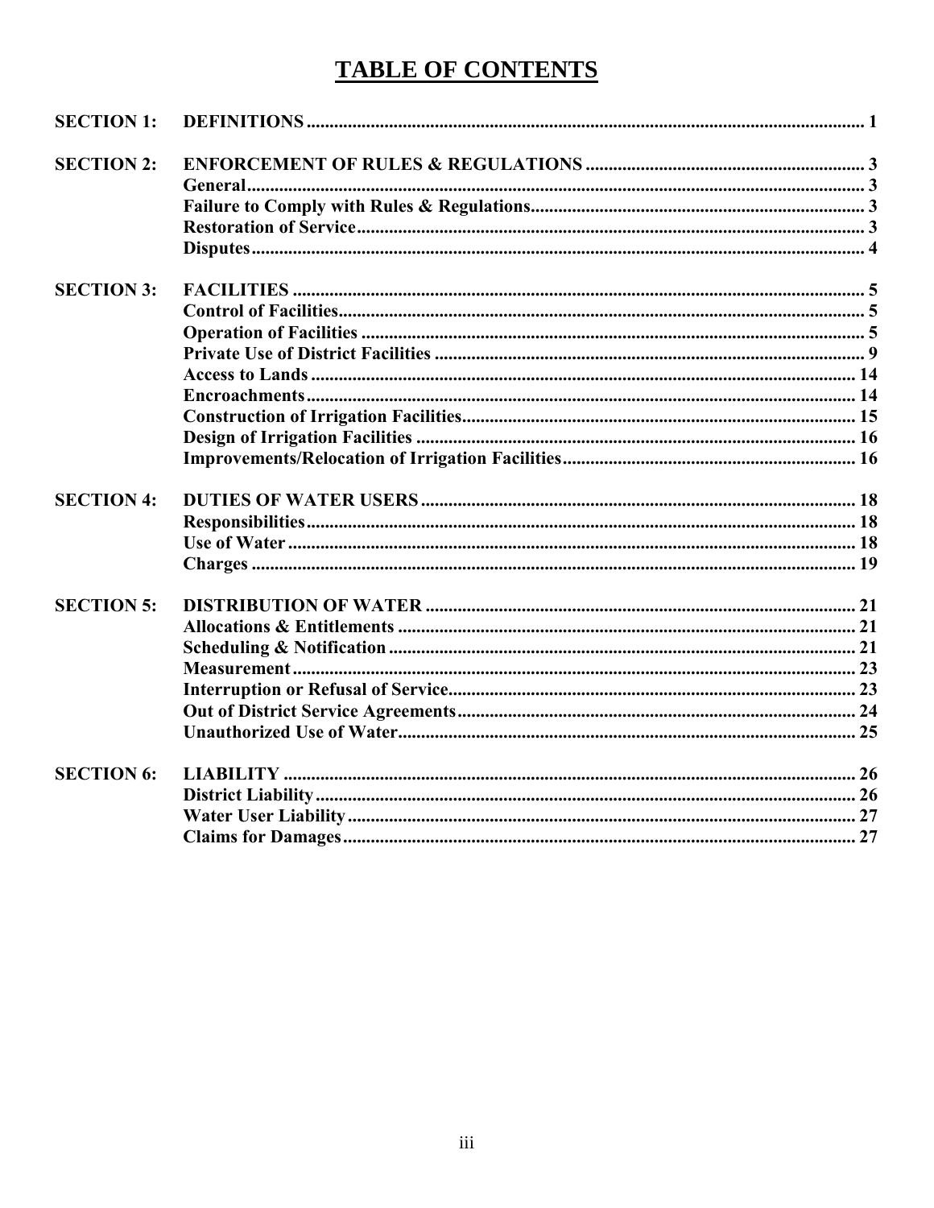# TABLE OF CONTENTS

| | | |
|---|---|---|
| **SECTION 1:** | **DEFINITIONS** | **1** |
| **SECTION 2:** | **ENFORCEMENT OF RULES & REGULATIONS** | **3** |
| | **General** | **3** |
| | **Failure to Comply with Rules & Regulations** | **3** |
| | **Restoration of Service** | **3** |
| | **Disputes** | **4** |
| **SECTION 3:** | **FACILITIES** | **5** |
| | **Control of Facilities** | **5** |
| | **Operation of Facilities** | **5** |
| | **Private Use of District Facilities** | **9** |
| | **Access to Lands** | **14** |
| | **Encroachments** | **14** |
| | **Construction of Irrigation Facilities** | **15** |
| | **Design of Irrigation Facilities** | **16** |
| | **Improvements/Relocation of Irrigation Facilities** | **16** |
| **SECTION 4:** | **DUTIES OF WATER USERS** | **18** |
| | **Responsibilities** | **18** |
| | **Use of Water** | **18** |
| | **Charges** | **19** |
| **SECTION 5:** | **DISTRIBUTION OF WATER** | **21** |
| | **Allocations & Entitlements** | **21** |
| | **Scheduling & Notification** | **21** |
| | **Measurement** | **23** |
| | **Interruption or Refusal of Service** | **23** |
| | **Out of District Service Agreements** | **24** |
| | **Unauthorized Use of Water** | **25** |
| **SECTION 6:** | **LIABILITY** | **26** |
| | **District Liability** | **26** |
| | **Water User Liability** | **27** |
| | **Claims for Damages** | **27** |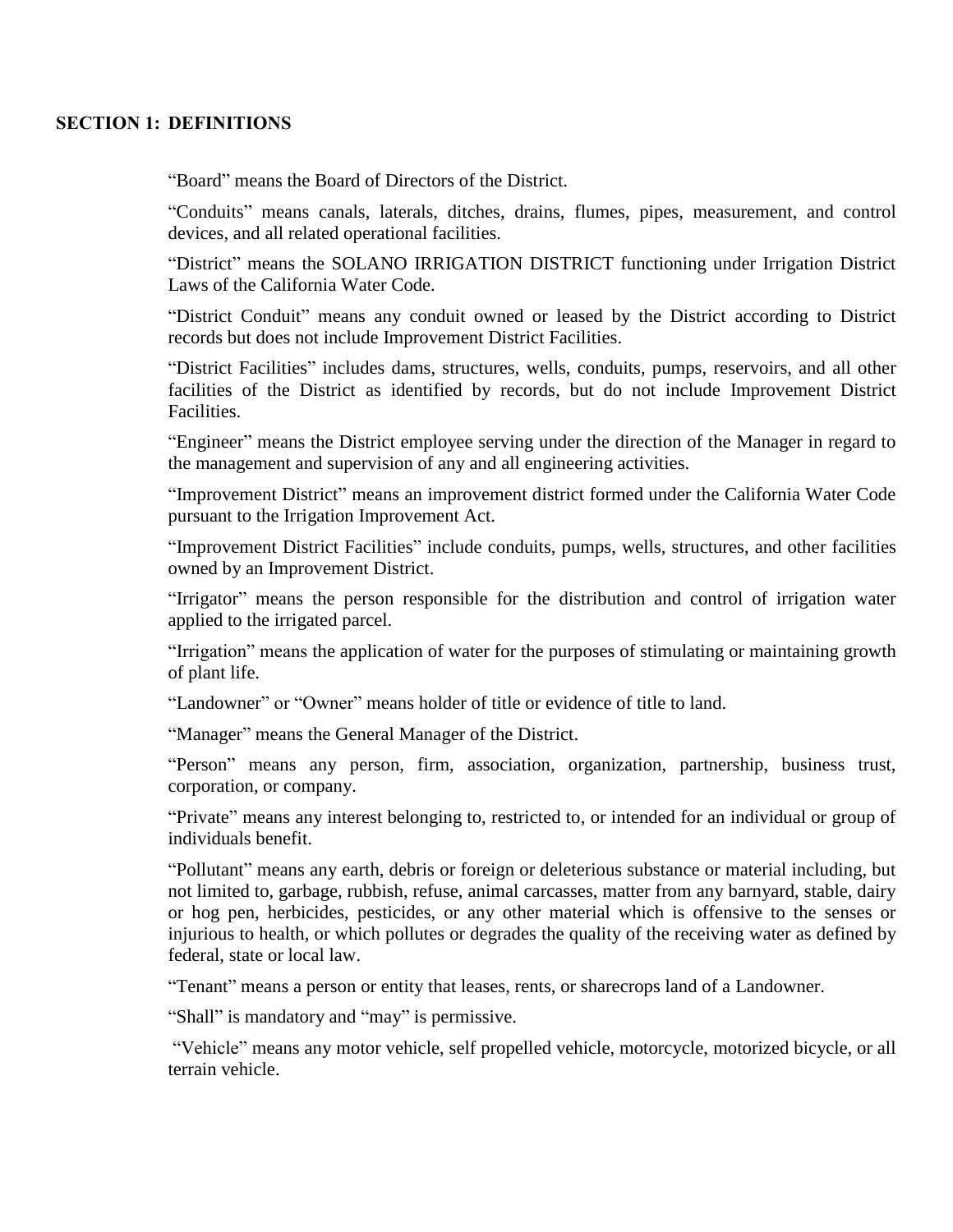## SECTION 1: DEFINITIONS

"Board" means the Board of Directors of the District.

"Conduits" means canals, laterals, ditches, drains, flumes, pipes, measurement, and control devices, and all related operational facilities.

"District" means the SOLANO IRRIGATION DISTRICT functioning under Irrigation District Laws of the California Water Code.

"District Conduit" means any conduit owned or leased by the District according to District records but does not include Improvement District Facilities.

"District Facilities" includes dams, structures, wells, conduits, pumps, reservoirs, and all other facilities of the District as identified by records, but do not include Improvement District Facilities.

"Engineer" means the District employee serving under the direction of the Manager in regard to the management and supervision of any and all engineering activities.

"Improvement District" means an improvement district formed under the California Water Code pursuant to the Irrigation Improvement Act.

"Improvement District Facilities" include conduits, pumps, wells, structures, and other facilities owned by an Improvement District.

"Irrigator" means the person responsible for the distribution and control of irrigation water applied to the irrigated parcel.

"Irrigation" means the application of water for the purposes of stimulating or maintaining growth of plant life.

"Landowner" or "Owner" means holder of title or evidence of title to land.

"Manager" means the General Manager of the District.

"Person" means any person, firm, association, organization, partnership, business trust, corporation, or company.

"Private" means any interest belonging to, restricted to, or intended for an individual or group of individuals benefit.

"Pollutant" means any earth, debris or foreign or deleterious substance or material including, but not limited to, garbage, rubbish, refuse, animal carcasses, matter from any barnyard, stable, dairy or hog pen, herbicides, pesticides, or any other material which is offensive to the senses or injurious to health, or which pollutes or degrades the quality of the receiving water as defined by federal, state or local law.

"Tenant" means a person or entity that leases, rents, or sharecrops land of a Landowner.

"Shall" is mandatory and "may" is permissive.

"Vehicle" means any motor vehicle, self propelled vehicle, motorcycle, motorized bicycle, or all terrain vehicle.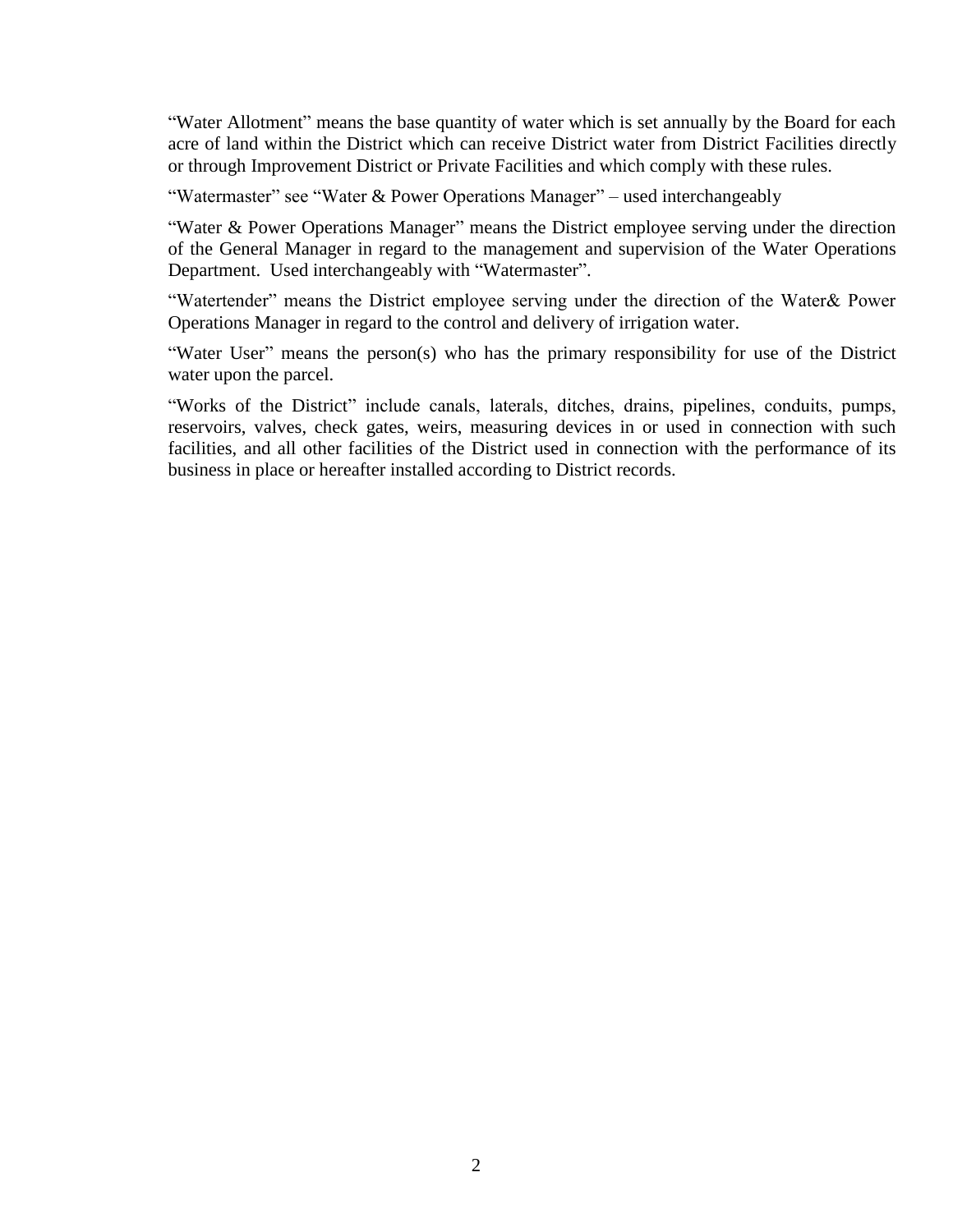"Water Allotment" means the base quantity of water which is set annually by the Board for each acre of land within the District which can receive District water from District Facilities directly or through Improvement District or Private Facilities and which comply with these rules.

"Watermaster" see "Water & Power Operations Manager" – used interchangeably

"Water & Power Operations Manager" means the District employee serving under the direction of the General Manager in regard to the management and supervision of the Water Operations Department. Used interchangeably with "Watermaster".

"Watertender" means the District employee serving under the direction of the Water& Power Operations Manager in regard to the control and delivery of irrigation water.

"Water User" means the person(s) who has the primary responsibility for use of the District water upon the parcel.

"Works of the District" include canals, laterals, ditches, drains, pipelines, conduits, pumps, reservoirs, valves, check gates, weirs, measuring devices in or used in connection with such facilities, and all other facilities of the District used in connection with the performance of its business in place or hereafter installed according to District records.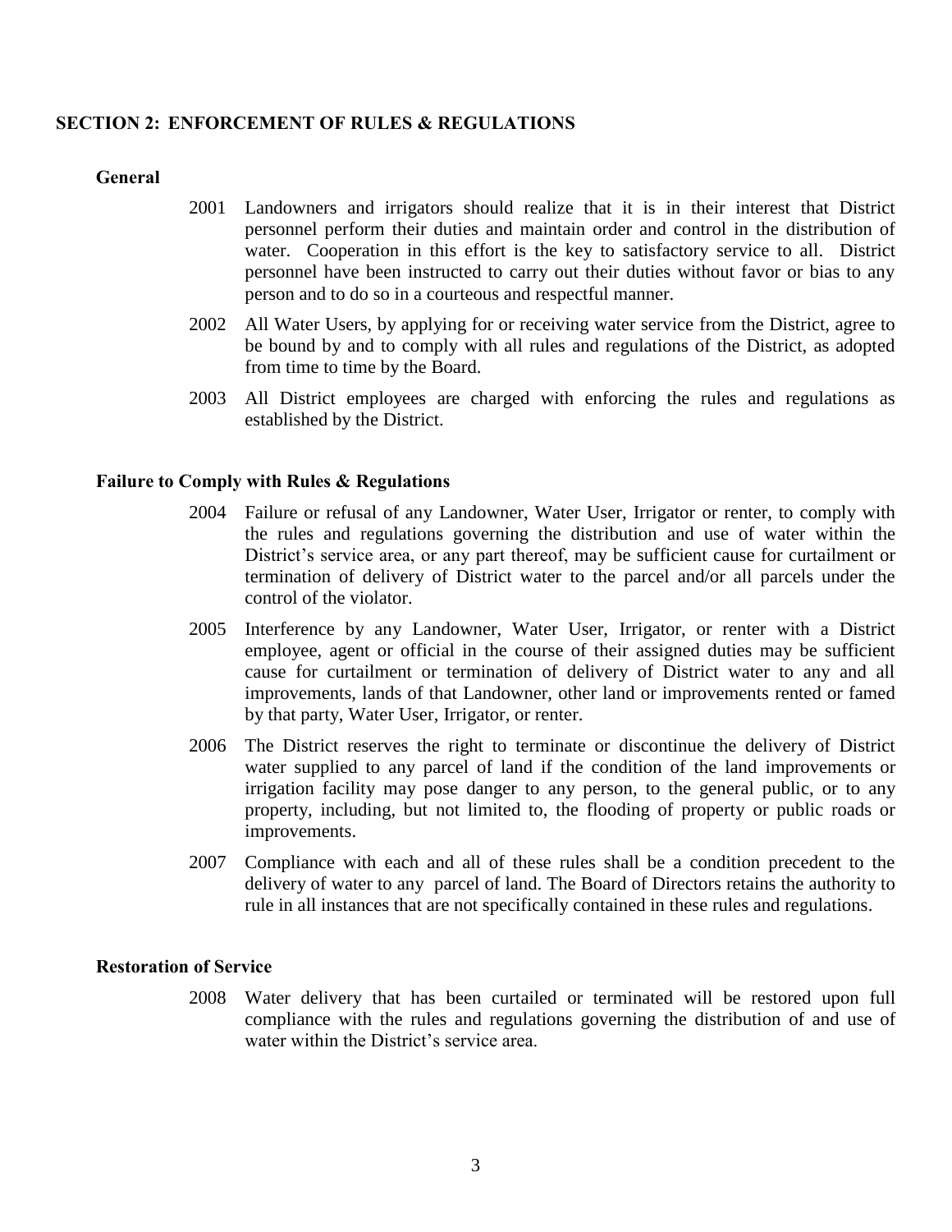## SECTION 2: ENFORCEMENT OF RULES & REGULATIONS

### General

2001 Landowners and irrigators should realize that it is in their interest that District personnel perform their duties and maintain order and control in the distribution of water. Cooperation in this effort is the key to satisfactory service to all. District personnel have been instructed to carry out their duties without favor or bias to any person and to do so in a courteous and respectful manner.

2002 All Water Users, by applying for or receiving water service from the District, agree to be bound by and to comply with all rules and regulations of the District, as adopted from time to time by the Board.

2003 All District employees are charged with enforcing the rules and regulations as established by the District.

### Failure to Comply with Rules & Regulations

2004 Failure or refusal of any Landowner, Water User, Irrigator or renter, to comply with the rules and regulations governing the distribution and use of water within the District's service area, or any part thereof, may be sufficient cause for curtailment or termination of delivery of District water to the parcel and/or all parcels under the control of the violator.

2005 Interference by any Landowner, Water User, Irrigator, or renter with a District employee, agent or official in the course of their assigned duties may be sufficient cause for curtailment or termination of delivery of District water to any and all improvements, lands of that Landowner, other land or improvements rented or famed by that party, Water User, Irrigator, or renter.

2006 The District reserves the right to terminate or discontinue the delivery of District water supplied to any parcel of land if the condition of the land improvements or irrigation facility may pose danger to any person, to the general public, or to any property, including, but not limited to, the flooding of property or public roads or improvements.

2007 Compliance with each and all of these rules shall be a condition precedent to the delivery of water to any parcel of land. The Board of Directors retains the authority to rule in all instances that are not specifically contained in these rules and regulations.

### Restoration of Service

2008 Water delivery that has been curtailed or terminated will be restored upon full compliance with the rules and regulations governing the distribution of and use of water within the District's service area.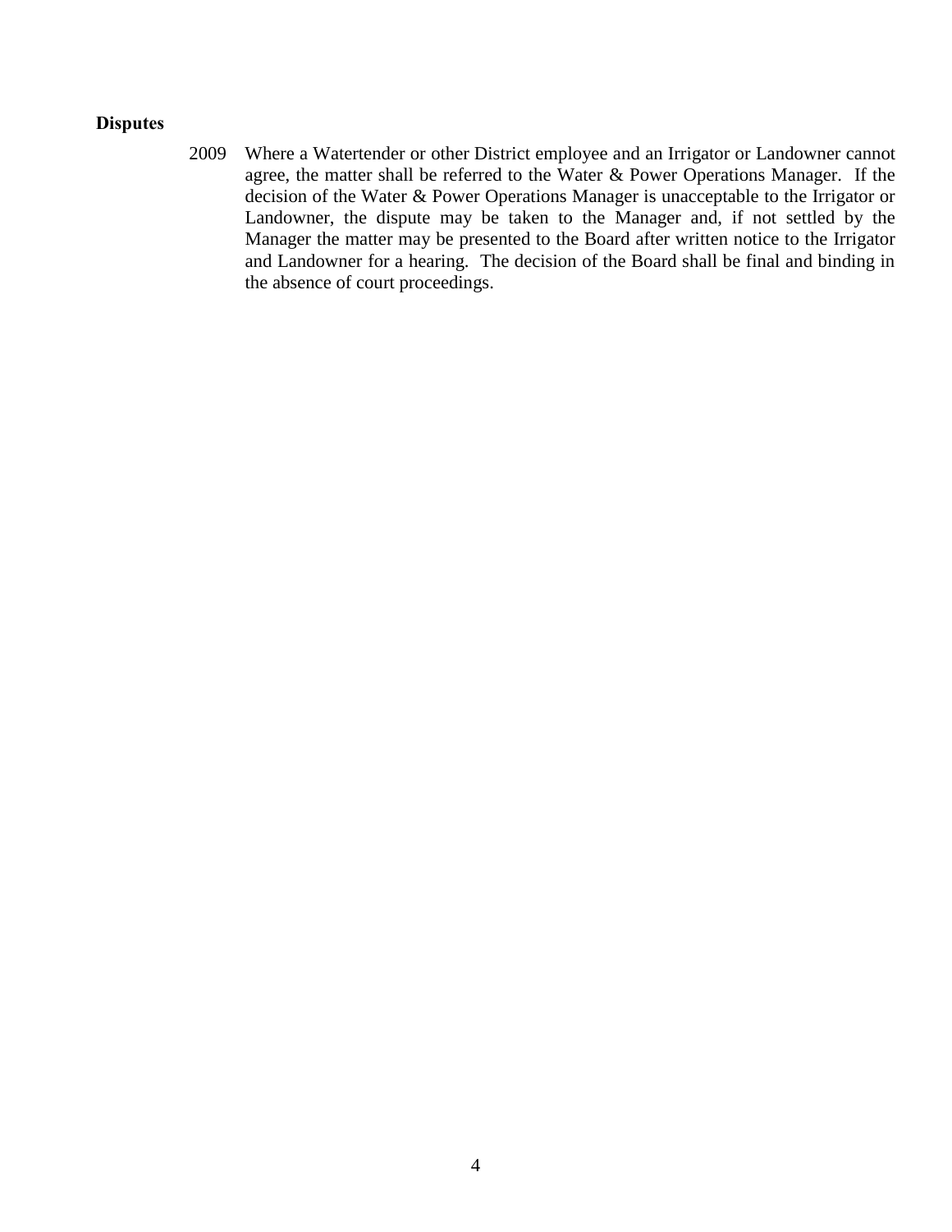**Disputes**

2009 Where a Watertender or other District employee and an Irrigator or Landowner cannot agree, the matter shall be referred to the Water & Power Operations Manager. If the decision of the Water & Power Operations Manager is unacceptable to the Irrigator or Landowner, the dispute may be taken to the Manager and, if not settled by the Manager the matter may be presented to the Board after written notice to the Irrigator and Landowner for a hearing. The decision of the Board shall be final and binding in the absence of court proceedings.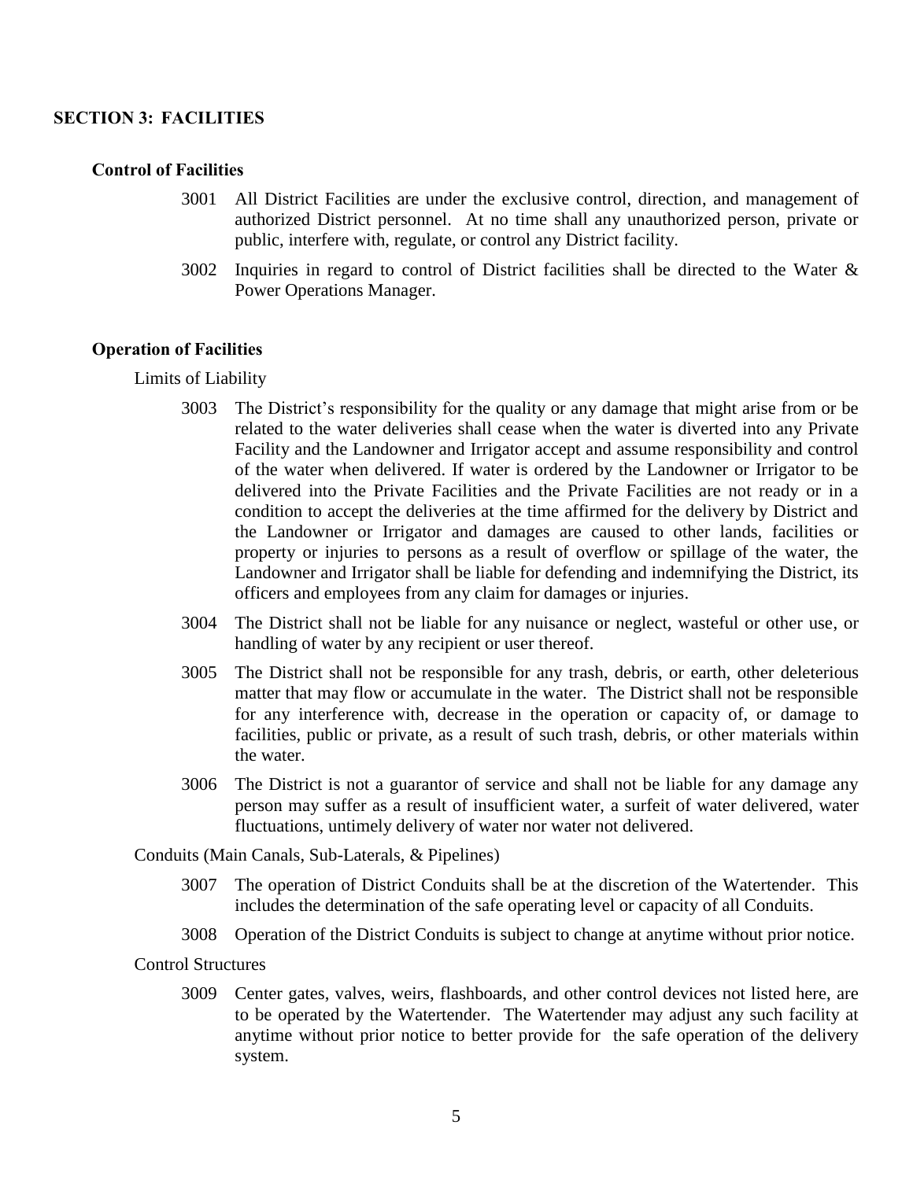## SECTION 3: FACILITIES

### Control of Facilities

3001 All District Facilities are under the exclusive control, direction, and management of authorized District personnel. At no time shall any unauthorized person, private or public, interfere with, regulate, or control any District facility.

3002 Inquiries in regard to control of District facilities shall be directed to the Water & Power Operations Manager.

### Operation of Facilities

Limits of Liability

3003 The District's responsibility for the quality or any damage that might arise from or be related to the water deliveries shall cease when the water is diverted into any Private Facility and the Landowner and Irrigator accept and assume responsibility and control of the water when delivered. If water is ordered by the Landowner or Irrigator to be delivered into the Private Facilities and the Private Facilities are not ready or in a condition to accept the deliveries at the time affirmed for the delivery by District and the Landowner or Irrigator and damages are caused to other lands, facilities or property or injuries to persons as a result of overflow or spillage of the water, the Landowner and Irrigator shall be liable for defending and indemnifying the District, its officers and employees from any claim for damages or injuries.

3004 The District shall not be liable for any nuisance or neglect, wasteful or other use, or handling of water by any recipient or user thereof.

3005 The District shall not be responsible for any trash, debris, or earth, other deleterious matter that may flow or accumulate in the water. The District shall not be responsible for any interference with, decrease in the operation or capacity of, or damage to facilities, public or private, as a result of such trash, debris, or other materials within the water.

3006 The District is not a guarantor of service and shall not be liable for any damage any person may suffer as a result of insufficient water, a surfeit of water delivered, water fluctuations, untimely delivery of water nor water not delivered.

Conduits (Main Canals, Sub-Laterals, & Pipelines)

3007 The operation of District Conduits shall be at the discretion of the Watertender. This includes the determination of the safe operating level or capacity of all Conduits.

3008 Operation of the District Conduits is subject to change at anytime without prior notice.

Control Structures

3009 Center gates, valves, weirs, flashboards, and other control devices not listed here, are to be operated by the Watertender. The Watertender may adjust any such facility at anytime without prior notice to better provide for the safe operation of the delivery system.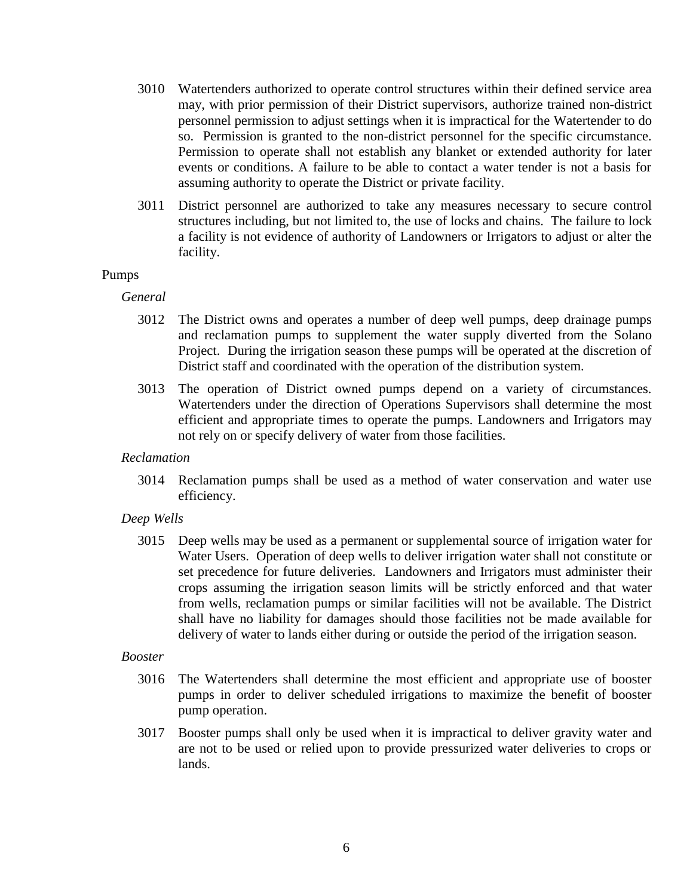3010 Watertenders authorized to operate control structures within their defined service area may, with prior permission of their District supervisors, authorize trained non-district personnel permission to adjust settings when it is impractical for the Watertender to do so. Permission is granted to the non-district personnel for the specific circumstance. Permission to operate shall not establish any blanket or extended authority for later events or conditions. A failure to be able to contact a water tender is not a basis for assuming authority to operate the District or private facility.

3011 District personnel are authorized to take any measures necessary to secure control structures including, but not limited to, the use of locks and chains. The failure to lock a facility is not evidence of authority of Landowners or Irrigators to adjust or alter the facility.

## Pumps

### *General*

3012 The District owns and operates a number of deep well pumps, deep drainage pumps and reclamation pumps to supplement the water supply diverted from the Solano Project. During the irrigation season these pumps will be operated at the discretion of District staff and coordinated with the operation of the distribution system.

3013 The operation of District owned pumps depend on a variety of circumstances. Watertenders under the direction of Operations Supervisors shall determine the most efficient and appropriate times to operate the pumps. Landowners and Irrigators may not rely on or specify delivery of water from those facilities.

### *Reclamation*

3014 Reclamation pumps shall be used as a method of water conservation and water use efficiency.

### *Deep Wells*

3015 Deep wells may be used as a permanent or supplemental source of irrigation water for Water Users. Operation of deep wells to deliver irrigation water shall not constitute or set precedence for future deliveries. Landowners and Irrigators must administer their crops assuming the irrigation season limits will be strictly enforced and that water from wells, reclamation pumps or similar facilities will not be available. The District shall have no liability for damages should those facilities not be made available for delivery of water to lands either during or outside the period of the irrigation season.

### *Booster*

3016 The Watertenders shall determine the most efficient and appropriate use of booster pumps in order to deliver scheduled irrigations to maximize the benefit of booster pump operation.

3017 Booster pumps shall only be used when it is impractical to deliver gravity water and are not to be used or relied upon to provide pressurized water deliveries to crops or lands.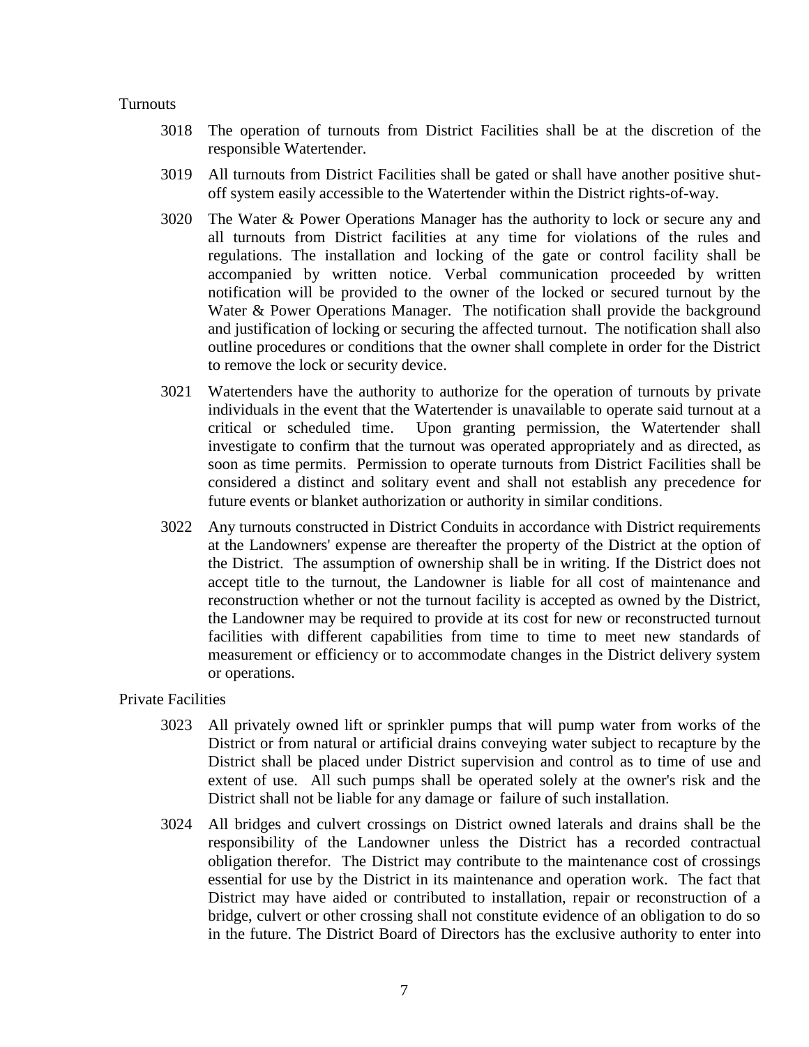Turnouts

3018 The operation of turnouts from District Facilities shall be at the discretion of the responsible Watertender.

3019 All turnouts from District Facilities shall be gated or shall have another positive shut-off system easily accessible to the Watertender within the District rights-of-way.

3020 The Water & Power Operations Manager has the authority to lock or secure any and all turnouts from District facilities at any time for violations of the rules and regulations. The installation and locking of the gate or control facility shall be accompanied by written notice. Verbal communication proceeded by written notification will be provided to the owner of the locked or secured turnout by the Water & Power Operations Manager. The notification shall provide the background and justification of locking or securing the affected turnout. The notification shall also outline procedures or conditions that the owner shall complete in order for the District to remove the lock or security device.

3021 Watertenders have the authority to authorize for the operation of turnouts by private individuals in the event that the Watertender is unavailable to operate said turnout at a critical or scheduled time. Upon granting permission, the Watertender shall investigate to confirm that the turnout was operated appropriately and as directed, as soon as time permits. Permission to operate turnouts from District Facilities shall be considered a distinct and solitary event and shall not establish any precedence for future events or blanket authorization or authority in similar conditions.

3022 Any turnouts constructed in District Conduits in accordance with District requirements at the Landowners' expense are thereafter the property of the District at the option of the District. The assumption of ownership shall be in writing. If the District does not accept title to the turnout, the Landowner is liable for all cost of maintenance and reconstruction whether or not the turnout facility is accepted as owned by the District, the Landowner may be required to provide at its cost for new or reconstructed turnout facilities with different capabilities from time to time to meet new standards of measurement or efficiency or to accommodate changes in the District delivery system or operations.

Private Facilities

3023 All privately owned lift or sprinkler pumps that will pump water from works of the District or from natural or artificial drains conveying water subject to recapture by the District shall be placed under District supervision and control as to time of use and extent of use. All such pumps shall be operated solely at the owner's risk and the District shall not be liable for any damage or failure of such installation.

3024 All bridges and culvert crossings on District owned laterals and drains shall be the responsibility of the Landowner unless the District has a recorded contractual obligation therefor. The District may contribute to the maintenance cost of crossings essential for use by the District in its maintenance and operation work. The fact that District may have aided or contributed to installation, repair or reconstruction of a bridge, culvert or other crossing shall not constitute evidence of an obligation to do so in the future. The District Board of Directors has the exclusive authority to enter into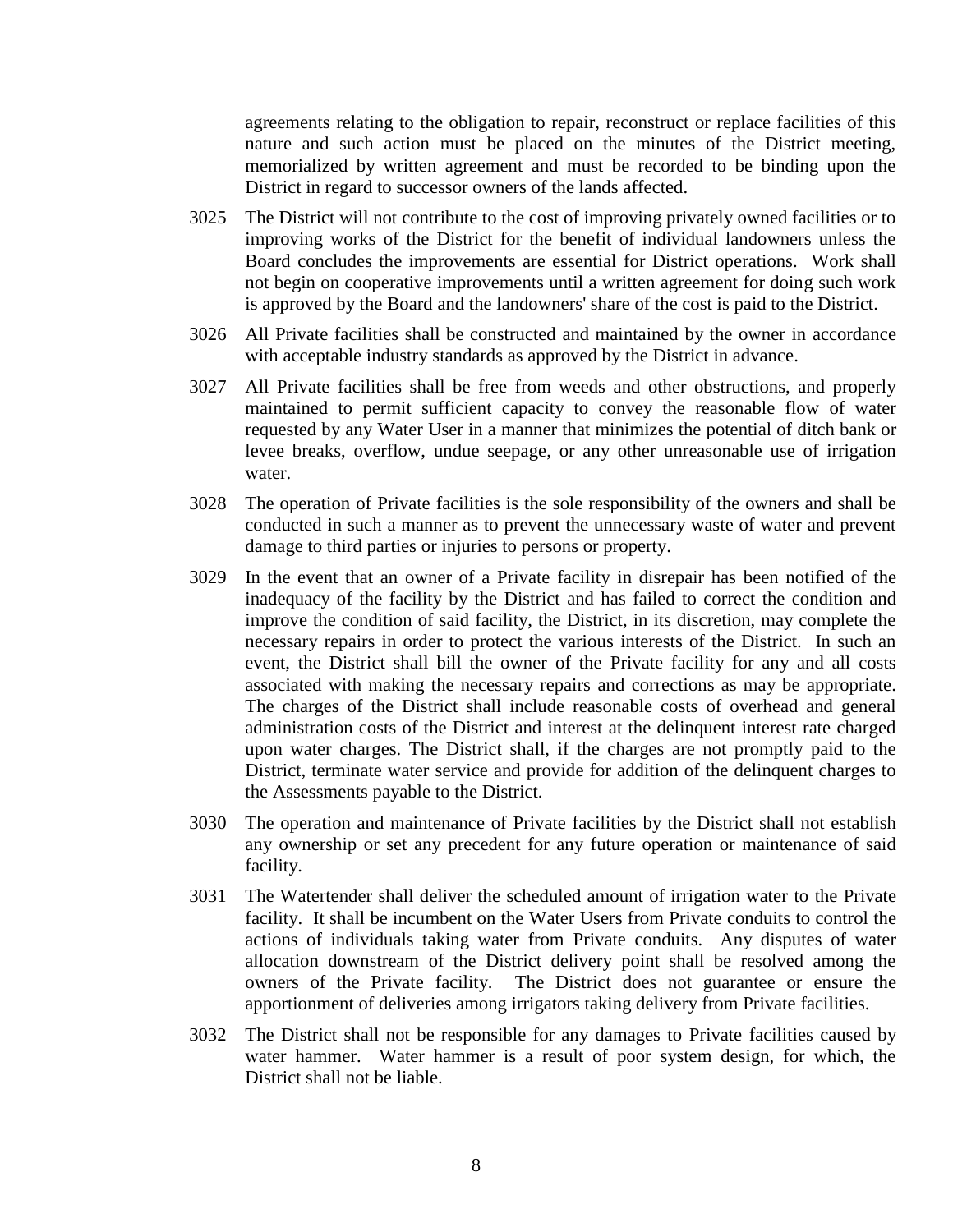agreements relating to the obligation to repair, reconstruct or replace facilities of this nature and such action must be placed on the minutes of the District meeting, memorialized by written agreement and must be recorded to be binding upon the District in regard to successor owners of the lands affected.

3025 The District will not contribute to the cost of improving privately owned facilities or to improving works of the District for the benefit of individual landowners unless the Board concludes the improvements are essential for District operations. Work shall not begin on cooperative improvements until a written agreement for doing such work is approved by the Board and the landowners' share of the cost is paid to the District.

3026 All Private facilities shall be constructed and maintained by the owner in accordance with acceptable industry standards as approved by the District in advance.

3027 All Private facilities shall be free from weeds and other obstructions, and properly maintained to permit sufficient capacity to convey the reasonable flow of water requested by any Water User in a manner that minimizes the potential of ditch bank or levee breaks, overflow, undue seepage, or any other unreasonable use of irrigation water.

3028 The operation of Private facilities is the sole responsibility of the owners and shall be conducted in such a manner as to prevent the unnecessary waste of water and prevent damage to third parties or injuries to persons or property.

3029 In the event that an owner of a Private facility in disrepair has been notified of the inadequacy of the facility by the District and has failed to correct the condition and improve the condition of said facility, the District, in its discretion, may complete the necessary repairs in order to protect the various interests of the District. In such an event, the District shall bill the owner of the Private facility for any and all costs associated with making the necessary repairs and corrections as may be appropriate. The charges of the District shall include reasonable costs of overhead and general administration costs of the District and interest at the delinquent interest rate charged upon water charges. The District shall, if the charges are not promptly paid to the District, terminate water service and provide for addition of the delinquent charges to the Assessments payable to the District.

3030 The operation and maintenance of Private facilities by the District shall not establish any ownership or set any precedent for any future operation or maintenance of said facility.

3031 The Watertender shall deliver the scheduled amount of irrigation water to the Private facility. It shall be incumbent on the Water Users from Private conduits to control the actions of individuals taking water from Private conduits. Any disputes of water allocation downstream of the District delivery point shall be resolved among the owners of the Private facility. The District does not guarantee or ensure the apportionment of deliveries among irrigators taking delivery from Private facilities.

3032 The District shall not be responsible for any damages to Private facilities caused by water hammer. Water hammer is a result of poor system design, for which, the District shall not be liable.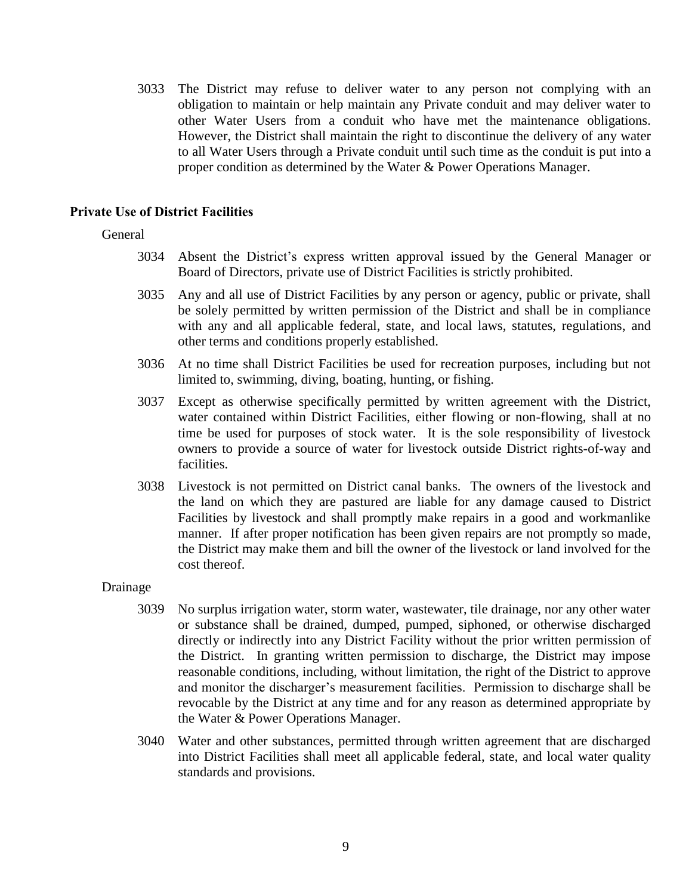3033 The District may refuse to deliver water to any person not complying with an obligation to maintain or help maintain any Private conduit and may deliver water to other Water Users from a conduit who have met the maintenance obligations. However, the District shall maintain the right to discontinue the delivery of any water to all Water Users through a Private conduit until such time as the conduit is put into a proper condition as determined by the Water & Power Operations Manager.

## Private Use of District Facilities

### General

3034 Absent the District's express written approval issued by the General Manager or Board of Directors, private use of District Facilities is strictly prohibited.

3035 Any and all use of District Facilities by any person or agency, public or private, shall be solely permitted by written permission of the District and shall be in compliance with any and all applicable federal, state, and local laws, statutes, regulations, and other terms and conditions properly established.

3036 At no time shall District Facilities be used for recreation purposes, including but not limited to, swimming, diving, boating, hunting, or fishing.

3037 Except as otherwise specifically permitted by written agreement with the District, water contained within District Facilities, either flowing or non-flowing, shall at no time be used for purposes of stock water. It is the sole responsibility of livestock owners to provide a source of water for livestock outside District rights-of-way and facilities.

3038 Livestock is not permitted on District canal banks. The owners of the livestock and the land on which they are pastured are liable for any damage caused to District Facilities by livestock and shall promptly make repairs in a good and workmanlike manner. If after proper notification has been given repairs are not promptly so made, the District may make them and bill the owner of the livestock or land involved for the cost thereof.

### Drainage

3039 No surplus irrigation water, storm water, wastewater, tile drainage, nor any other water or substance shall be drained, dumped, pumped, siphoned, or otherwise discharged directly or indirectly into any District Facility without the prior written permission of the District. In granting written permission to discharge, the District may impose reasonable conditions, including, without limitation, the right of the District to approve and monitor the discharger's measurement facilities. Permission to discharge shall be revocable by the District at any time and for any reason as determined appropriate by the Water & Power Operations Manager.

3040 Water and other substances, permitted through written agreement that are discharged into District Facilities shall meet all applicable federal, state, and local water quality standards and provisions.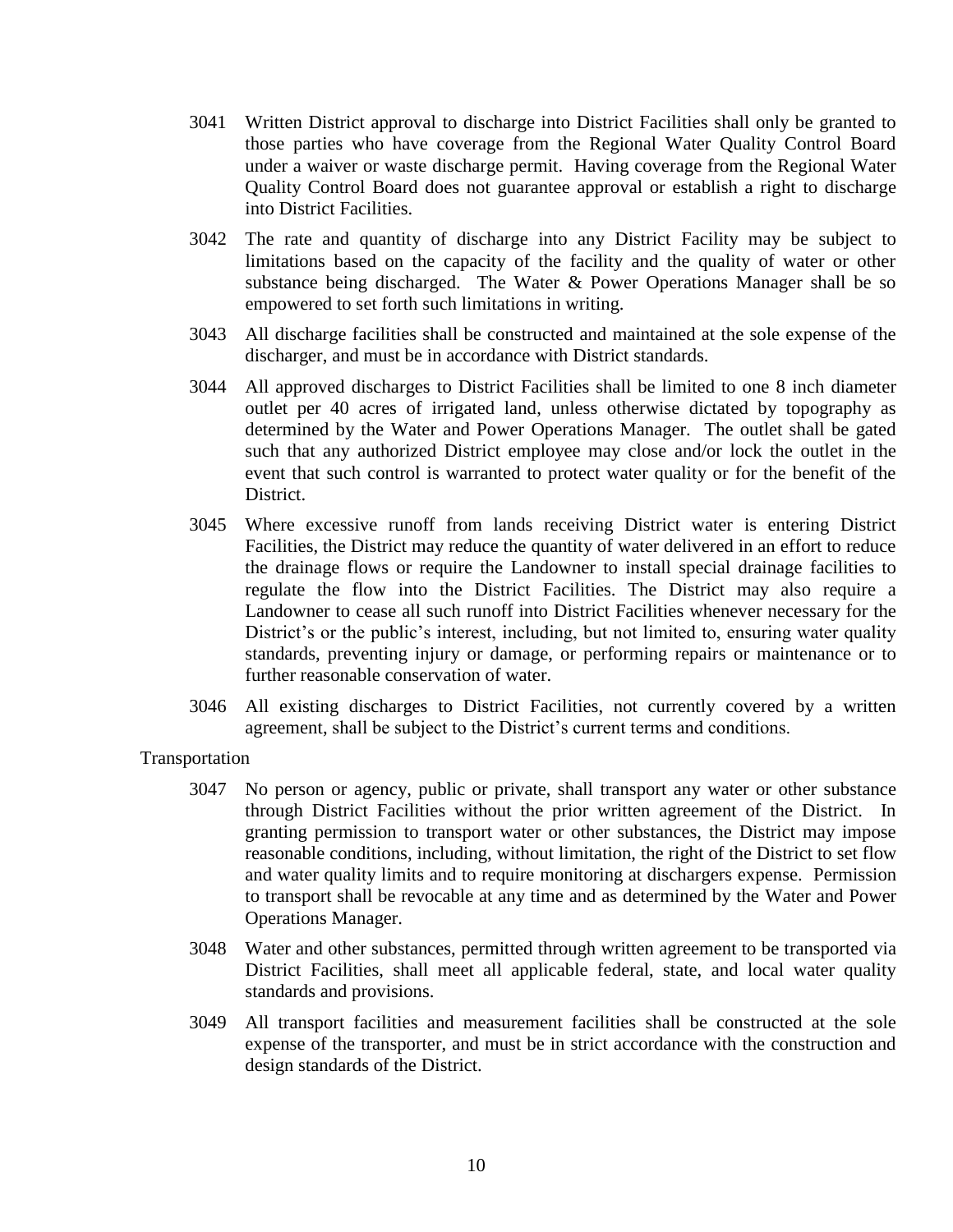3041 Written District approval to discharge into District Facilities shall only be granted to those parties who have coverage from the Regional Water Quality Control Board under a waiver or waste discharge permit. Having coverage from the Regional Water Quality Control Board does not guarantee approval or establish a right to discharge into District Facilities.

3042 The rate and quantity of discharge into any District Facility may be subject to limitations based on the capacity of the facility and the quality of water or other substance being discharged. The Water & Power Operations Manager shall be so empowered to set forth such limitations in writing.

3043 All discharge facilities shall be constructed and maintained at the sole expense of the discharger, and must be in accordance with District standards.

3044 All approved discharges to District Facilities shall be limited to one 8 inch diameter outlet per 40 acres of irrigated land, unless otherwise dictated by topography as determined by the Water and Power Operations Manager. The outlet shall be gated such that any authorized District employee may close and/or lock the outlet in the event that such control is warranted to protect water quality or for the benefit of the District.

3045 Where excessive runoff from lands receiving District water is entering District Facilities, the District may reduce the quantity of water delivered in an effort to reduce the drainage flows or require the Landowner to install special drainage facilities to regulate the flow into the District Facilities. The District may also require a Landowner to cease all such runoff into District Facilities whenever necessary for the District's or the public's interest, including, but not limited to, ensuring water quality standards, preventing injury or damage, or performing repairs or maintenance or to further reasonable conservation of water.

3046 All existing discharges to District Facilities, not currently covered by a written agreement, shall be subject to the District's current terms and conditions.

Transportation

3047 No person or agency, public or private, shall transport any water or other substance through District Facilities without the prior written agreement of the District. In granting permission to transport water or other substances, the District may impose reasonable conditions, including, without limitation, the right of the District to set flow and water quality limits and to require monitoring at dischargers expense. Permission to transport shall be revocable at any time and as determined by the Water and Power Operations Manager.

3048 Water and other substances, permitted through written agreement to be transported via District Facilities, shall meet all applicable federal, state, and local water quality standards and provisions.

3049 All transport facilities and measurement facilities shall be constructed at the sole expense of the transporter, and must be in strict accordance with the construction and design standards of the District.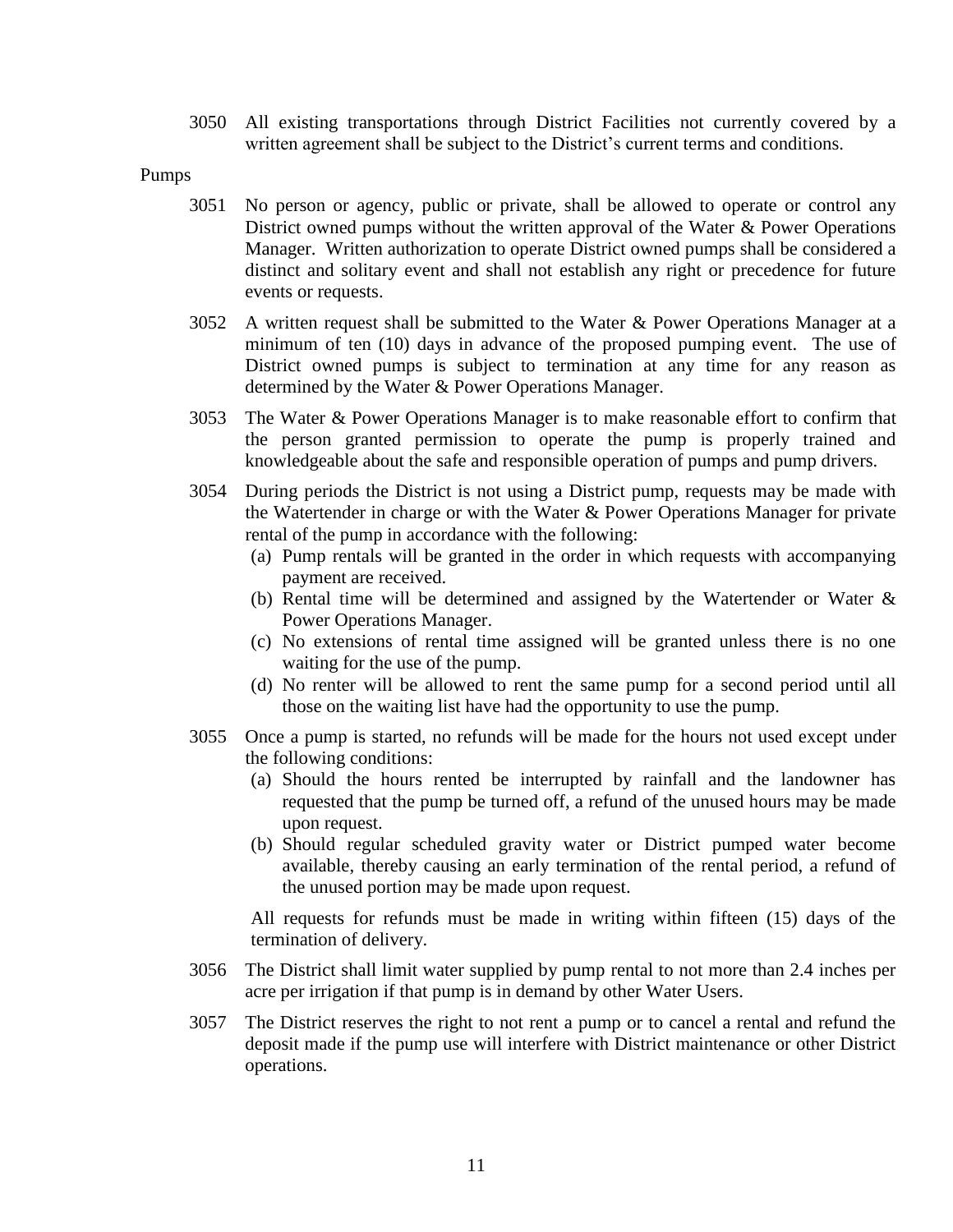3050 All existing transportations through District Facilities not currently covered by a written agreement shall be subject to the District's current terms and conditions.

Pumps

3051 No person or agency, public or private, shall be allowed to operate or control any District owned pumps without the written approval of the Water & Power Operations Manager. Written authorization to operate District owned pumps shall be considered a distinct and solitary event and shall not establish any right or precedence for future events or requests.

3052 A written request shall be submitted to the Water & Power Operations Manager at a minimum of ten (10) days in advance of the proposed pumping event. The use of District owned pumps is subject to termination at any time for any reason as determined by the Water & Power Operations Manager.

3053 The Water & Power Operations Manager is to make reasonable effort to confirm that the person granted permission to operate the pump is properly trained and knowledgeable about the safe and responsible operation of pumps and pump drivers.

3054 During periods the District is not using a District pump, requests may be made with the Watertender in charge or with the Water & Power Operations Manager for private rental of the pump in accordance with the following:

(a) Pump rentals will be granted in the order in which requests with accompanying payment are received.

(b) Rental time will be determined and assigned by the Watertender or Water & Power Operations Manager.

(c) No extensions of rental time assigned will be granted unless there is no one waiting for the use of the pump.

(d) No renter will be allowed to rent the same pump for a second period until all those on the waiting list have had the opportunity to use the pump.

3055 Once a pump is started, no refunds will be made for the hours not used except under the following conditions:

(a) Should the hours rented be interrupted by rainfall and the landowner has requested that the pump be turned off, a refund of the unused hours may be made upon request.

(b) Should regular scheduled gravity water or District pumped water become available, thereby causing an early termination of the rental period, a refund of the unused portion may be made upon request.

All requests for refunds must be made in writing within fifteen (15) days of the termination of delivery.

3056 The District shall limit water supplied by pump rental to not more than 2.4 inches per acre per irrigation if that pump is in demand by other Water Users.

3057 The District reserves the right to not rent a pump or to cancel a rental and refund the deposit made if the pump use will interfere with District maintenance or other District operations.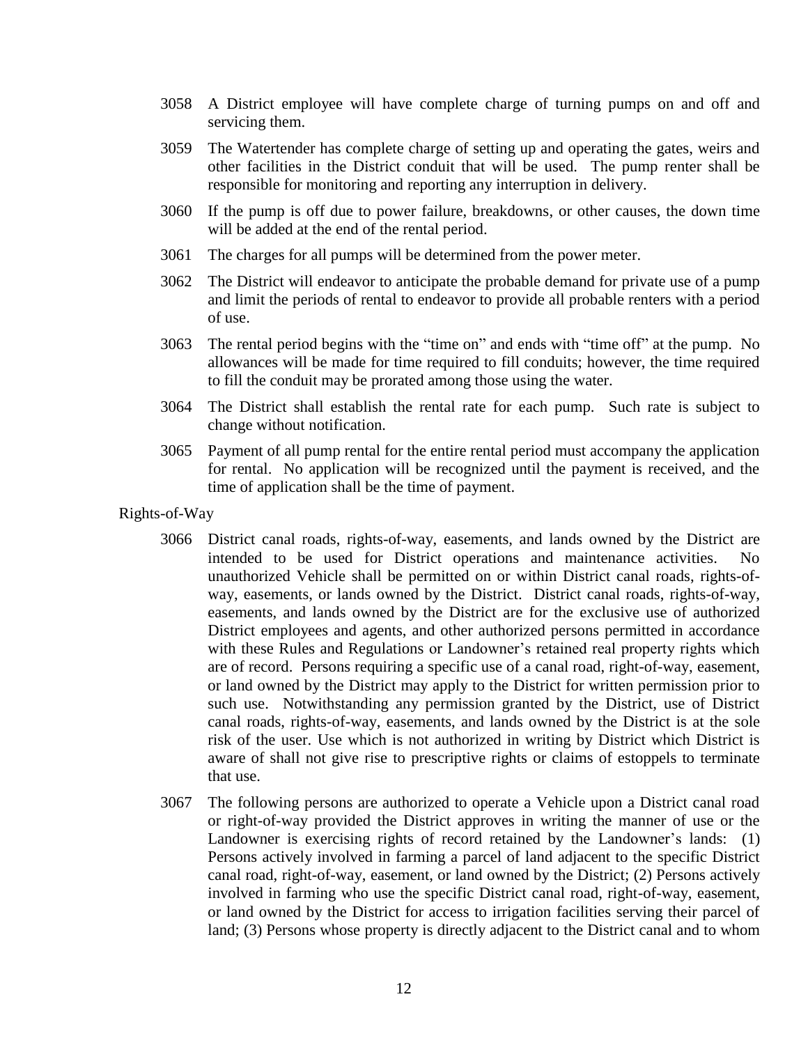3058 A District employee will have complete charge of turning pumps on and off and servicing them.

3059 The Watertender has complete charge of setting up and operating the gates, weirs and other facilities in the District conduit that will be used. The pump renter shall be responsible for monitoring and reporting any interruption in delivery.

3060 If the pump is off due to power failure, breakdowns, or other causes, the down time will be added at the end of the rental period.

3061 The charges for all pumps will be determined from the power meter.

3062 The District will endeavor to anticipate the probable demand for private use of a pump and limit the periods of rental to endeavor to provide all probable renters with a period of use.

3063 The rental period begins with the "time on" and ends with "time off" at the pump. No allowances will be made for time required to fill conduits; however, the time required to fill the conduit may be prorated among those using the water.

3064 The District shall establish the rental rate for each pump. Such rate is subject to change without notification.

3065 Payment of all pump rental for the entire rental period must accompany the application for rental. No application will be recognized until the payment is received, and the time of application shall be the time of payment.

Rights-of-Way

3066 District canal roads, rights-of-way, easements, and lands owned by the District are intended to be used for District operations and maintenance activities. No unauthorized Vehicle shall be permitted on or within District canal roads, rights-of-way, easements, or lands owned by the District. District canal roads, rights-of-way, easements, and lands owned by the District are for the exclusive use of authorized District employees and agents, and other authorized persons permitted in accordance with these Rules and Regulations or Landowner's retained real property rights which are of record. Persons requiring a specific use of a canal road, right-of-way, easement, or land owned by the District may apply to the District for written permission prior to such use. Notwithstanding any permission granted by the District, use of District canal roads, rights-of-way, easements, and lands owned by the District is at the sole risk of the user. Use which is not authorized in writing by District which District is aware of shall not give rise to prescriptive rights or claims of estoppels to terminate that use.

3067 The following persons are authorized to operate a Vehicle upon a District canal road or right-of-way provided the District approves in writing the manner of use or the Landowner is exercising rights of record retained by the Landowner's lands: (1) Persons actively involved in farming a parcel of land adjacent to the specific District canal road, right-of-way, easement, or land owned by the District; (2) Persons actively involved in farming who use the specific District canal road, right-of-way, easement, or land owned by the District for access to irrigation facilities serving their parcel of land; (3) Persons whose property is directly adjacent to the District canal and to whom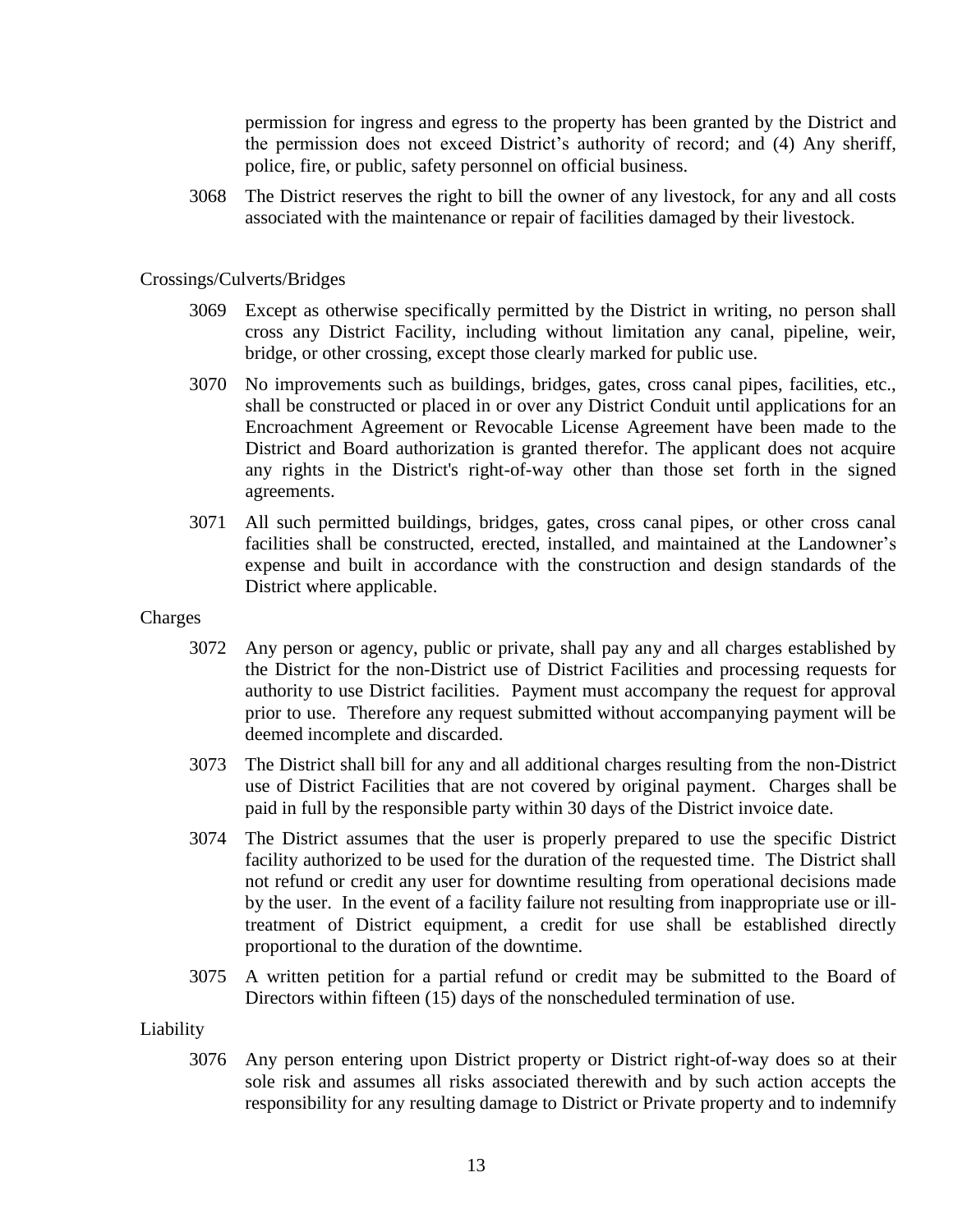permission for ingress and egress to the property has been granted by the District and the permission does not exceed District's authority of record; and (4) Any sheriff, police, fire, or public, safety personnel on official business.

3068 The District reserves the right to bill the owner of any livestock, for any and all costs associated with the maintenance or repair of facilities damaged by their livestock.

Crossings/Culverts/Bridges

3069 Except as otherwise specifically permitted by the District in writing, no person shall cross any District Facility, including without limitation any canal, pipeline, weir, bridge, or other crossing, except those clearly marked for public use.

3070 No improvements such as buildings, bridges, gates, cross canal pipes, facilities, etc., shall be constructed or placed in or over any District Conduit until applications for an Encroachment Agreement or Revocable License Agreement have been made to the District and Board authorization is granted therefor. The applicant does not acquire any rights in the District's right-of-way other than those set forth in the signed agreements.

3071 All such permitted buildings, bridges, gates, cross canal pipes, or other cross canal facilities shall be constructed, erected, installed, and maintained at the Landowner's expense and built in accordance with the construction and design standards of the District where applicable.

Charges

3072 Any person or agency, public or private, shall pay any and all charges established by the District for the non-District use of District Facilities and processing requests for authority to use District facilities. Payment must accompany the request for approval prior to use. Therefore any request submitted without accompanying payment will be deemed incomplete and discarded.

3073 The District shall bill for any and all additional charges resulting from the non-District use of District Facilities that are not covered by original payment. Charges shall be paid in full by the responsible party within 30 days of the District invoice date.

3074 The District assumes that the user is properly prepared to use the specific District facility authorized to be used for the duration of the requested time. The District shall not refund or credit any user for downtime resulting from operational decisions made by the user. In the event of a facility failure not resulting from inappropriate use or ill-treatment of District equipment, a credit for use shall be established directly proportional to the duration of the downtime.

3075 A written petition for a partial refund or credit may be submitted to the Board of Directors within fifteen (15) days of the nonscheduled termination of use.

Liability

3076 Any person entering upon District property or District right-of-way does so at their sole risk and assumes all risks associated therewith and by such action accepts the responsibility for any resulting damage to District or Private property and to indemnify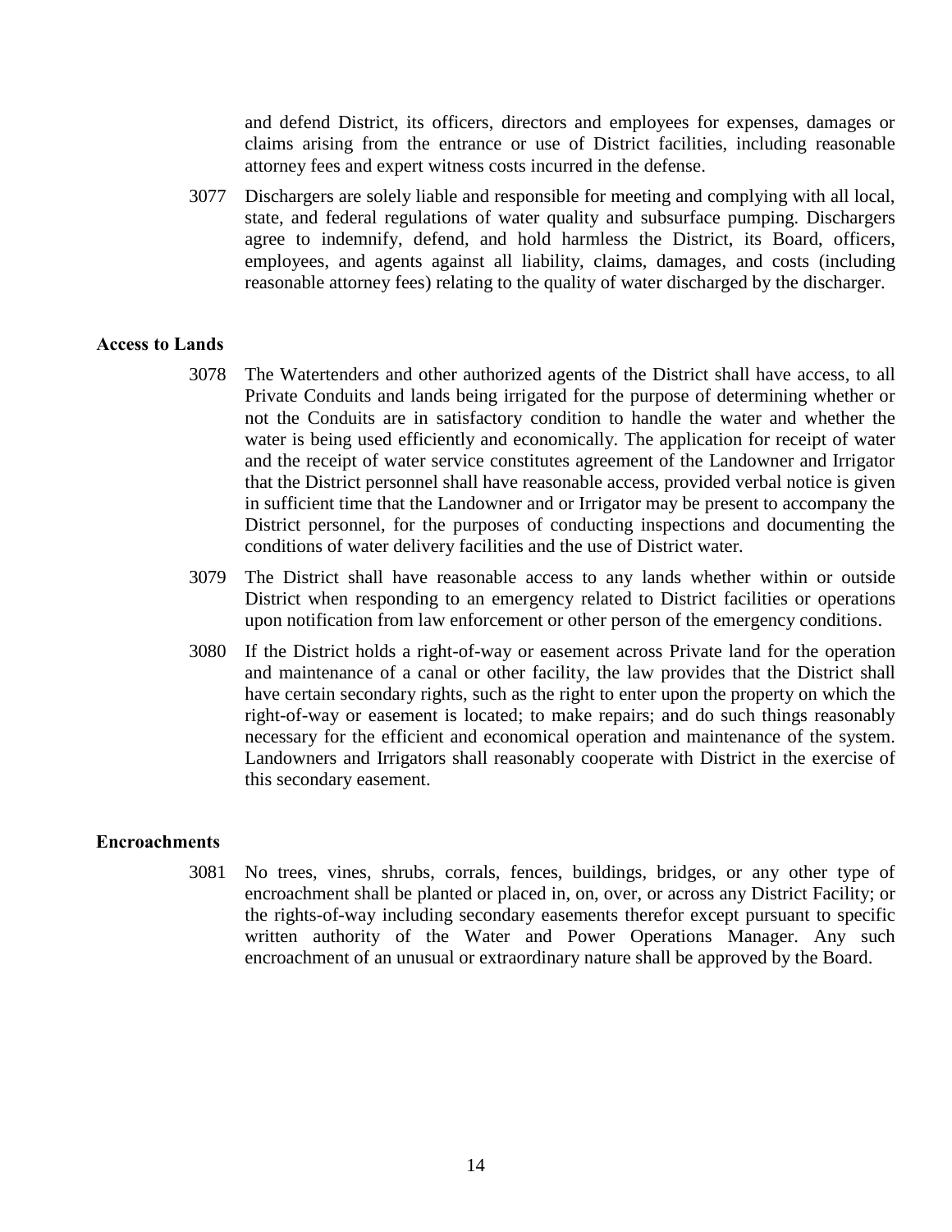and defend District, its officers, directors and employees for expenses, damages or claims arising from the entrance or use of District facilities, including reasonable attorney fees and expert witness costs incurred in the defense.

3077 Dischargers are solely liable and responsible for meeting and complying with all local, state, and federal regulations of water quality and subsurface pumping. Dischargers agree to indemnify, defend, and hold harmless the District, its Board, officers, employees, and agents against all liability, claims, damages, and costs (including reasonable attorney fees) relating to the quality of water discharged by the discharger.

**Access to Lands**

3078 The Watertenders and other authorized agents of the District shall have access, to all Private Conduits and lands being irrigated for the purpose of determining whether or not the Conduits are in satisfactory condition to handle the water and whether the water is being used efficiently and economically. The application for receipt of water and the receipt of water service constitutes agreement of the Landowner and Irrigator that the District personnel shall have reasonable access, provided verbal notice is given in sufficient time that the Landowner and or Irrigator may be present to accompany the District personnel, for the purposes of conducting inspections and documenting the conditions of water delivery facilities and the use of District water.

3079 The District shall have reasonable access to any lands whether within or outside District when responding to an emergency related to District facilities or operations upon notification from law enforcement or other person of the emergency conditions.

3080 If the District holds a right-of-way or easement across Private land for the operation and maintenance of a canal or other facility, the law provides that the District shall have certain secondary rights, such as the right to enter upon the property on which the right-of-way or easement is located; to make repairs; and do such things reasonably necessary for the efficient and economical operation and maintenance of the system. Landowners and Irrigators shall reasonably cooperate with District in the exercise of this secondary easement.

**Encroachments**

3081 No trees, vines, shrubs, corrals, fences, buildings, bridges, or any other type of encroachment shall be planted or placed in, on, over, or across any District Facility; or the rights-of-way including secondary easements therefor except pursuant to specific written authority of the Water and Power Operations Manager. Any such encroachment of an unusual or extraordinary nature shall be approved by the Board.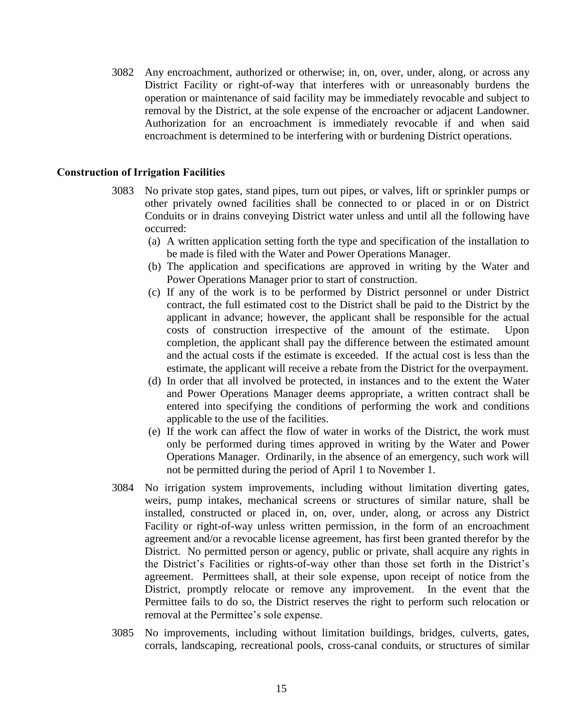3082 Any encroachment, authorized or otherwise; in, on, over, under, along, or across any District Facility or right-of-way that interferes with or unreasonably burdens the operation or maintenance of said facility may be immediately revocable and subject to removal by the District, at the sole expense of the encroacher or adjacent Landowner. Authorization for an encroachment is immediately revocable if and when said encroachment is determined to be interfering with or burdening District operations.

**Construction of Irrigation Facilities**

3083 No private stop gates, stand pipes, turn out pipes, or valves, lift or sprinkler pumps or other privately owned facilities shall be connected to or placed in or on District Conduits or in drains conveying District water unless and until all the following have occurred:

(a) A written application setting forth the type and specification of the installation to be made is filed with the Water and Power Operations Manager.

(b) The application and specifications are approved in writing by the Water and Power Operations Manager prior to start of construction.

(c) If any of the work is to be performed by District personnel or under District contract, the full estimated cost to the District shall be paid to the District by the applicant in advance; however, the applicant shall be responsible for the actual costs of construction irrespective of the amount of the estimate. Upon completion, the applicant shall pay the difference between the estimated amount and the actual costs if the estimate is exceeded. If the actual cost is less than the estimate, the applicant will receive a rebate from the District for the overpayment.

(d) In order that all involved be protected, in instances and to the extent the Water and Power Operations Manager deems appropriate, a written contract shall be entered into specifying the conditions of performing the work and conditions applicable to the use of the facilities.

(e) If the work can affect the flow of water in works of the District, the work must only be performed during times approved in writing by the Water and Power Operations Manager. Ordinarily, in the absence of an emergency, such work will not be permitted during the period of April 1 to November 1.

3084 No irrigation system improvements, including without limitation diverting gates, weirs, pump intakes, mechanical screens or structures of similar nature, shall be installed, constructed or placed in, on, over, under, along, or across any District Facility or right-of-way unless written permission, in the form of an encroachment agreement and/or a revocable license agreement, has first been granted therefor by the District. No permitted person or agency, public or private, shall acquire any rights in the District's Facilities or rights-of-way other than those set forth in the District's agreement. Permittees shall, at their sole expense, upon receipt of notice from the District, promptly relocate or remove any improvement. In the event that the Permittee fails to do so, the District reserves the right to perform such relocation or removal at the Permittee's sole expense.

3085 No improvements, including without limitation buildings, bridges, culverts, gates, corrals, landscaping, recreational pools, cross-canal conduits, or structures of similar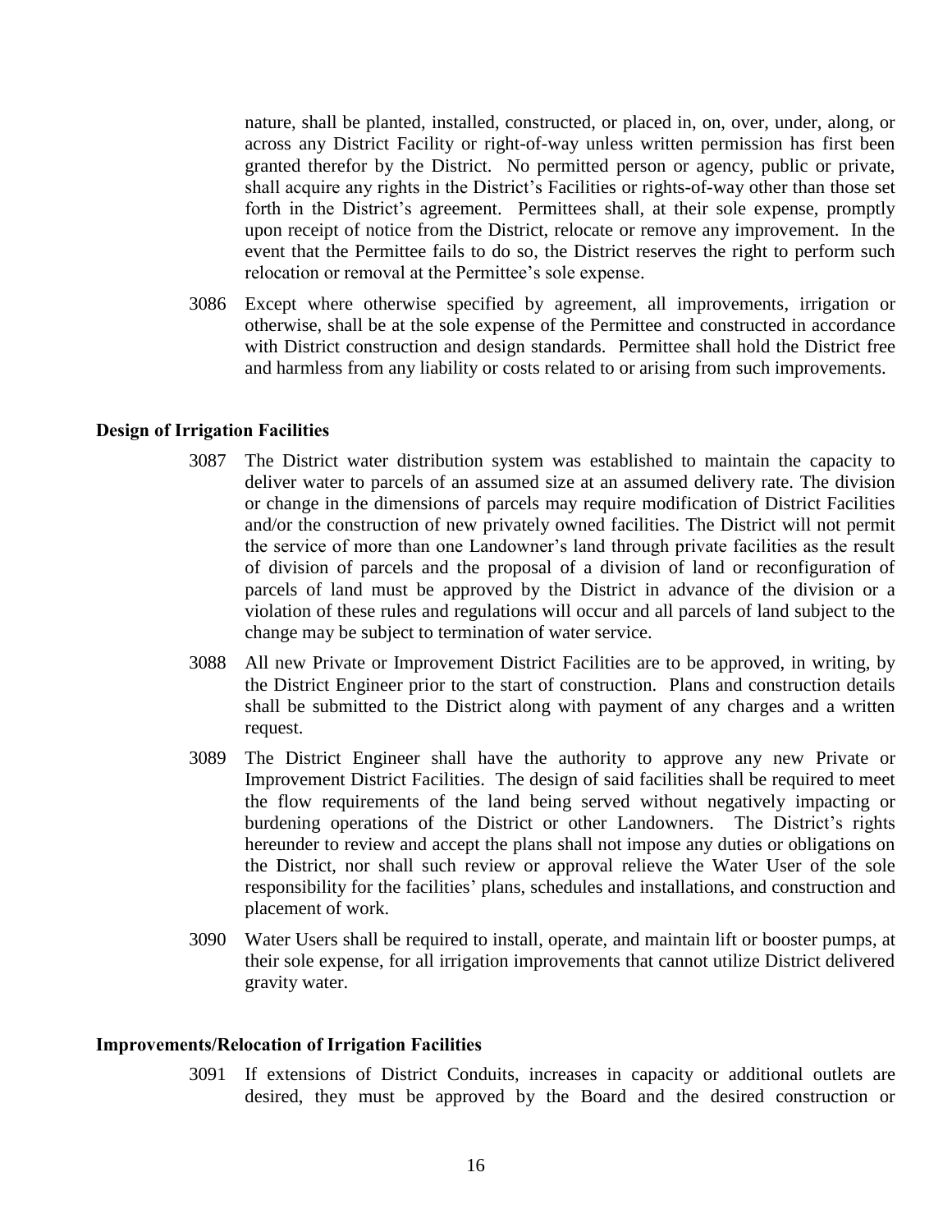nature, shall be planted, installed, constructed, or placed in, on, over, under, along, or across any District Facility or right-of-way unless written permission has first been granted therefor by the District. No permitted person or agency, public or private, shall acquire any rights in the District's Facilities or rights-of-way other than those set forth in the District's agreement. Permittees shall, at their sole expense, promptly upon receipt of notice from the District, relocate or remove any improvement. In the event that the Permittee fails to do so, the District reserves the right to perform such relocation or removal at the Permittee's sole expense.

3086 Except where otherwise specified by agreement, all improvements, irrigation or otherwise, shall be at the sole expense of the Permittee and constructed in accordance with District construction and design standards. Permittee shall hold the District free and harmless from any liability or costs related to or arising from such improvements.

**Design of Irrigation Facilities**

3087 The District water distribution system was established to maintain the capacity to deliver water to parcels of an assumed size at an assumed delivery rate. The division or change in the dimensions of parcels may require modification of District Facilities and/or the construction of new privately owned facilities. The District will not permit the service of more than one Landowner's land through private facilities as the result of division of parcels and the proposal of a division of land or reconfiguration of parcels of land must be approved by the District in advance of the division or a violation of these rules and regulations will occur and all parcels of land subject to the change may be subject to termination of water service.

3088 All new Private or Improvement District Facilities are to be approved, in writing, by the District Engineer prior to the start of construction. Plans and construction details shall be submitted to the District along with payment of any charges and a written request.

3089 The District Engineer shall have the authority to approve any new Private or Improvement District Facilities. The design of said facilities shall be required to meet the flow requirements of the land being served without negatively impacting or burdening operations of the District or other Landowners. The District's rights hereunder to review and accept the plans shall not impose any duties or obligations on the District, nor shall such review or approval relieve the Water User of the sole responsibility for the facilities' plans, schedules and installations, and construction and placement of work.

3090 Water Users shall be required to install, operate, and maintain lift or booster pumps, at their sole expense, for all irrigation improvements that cannot utilize District delivered gravity water.

**Improvements/Relocation of Irrigation Facilities**

3091 If extensions of District Conduits, increases in capacity or additional outlets are desired, they must be approved by the Board and the desired construction or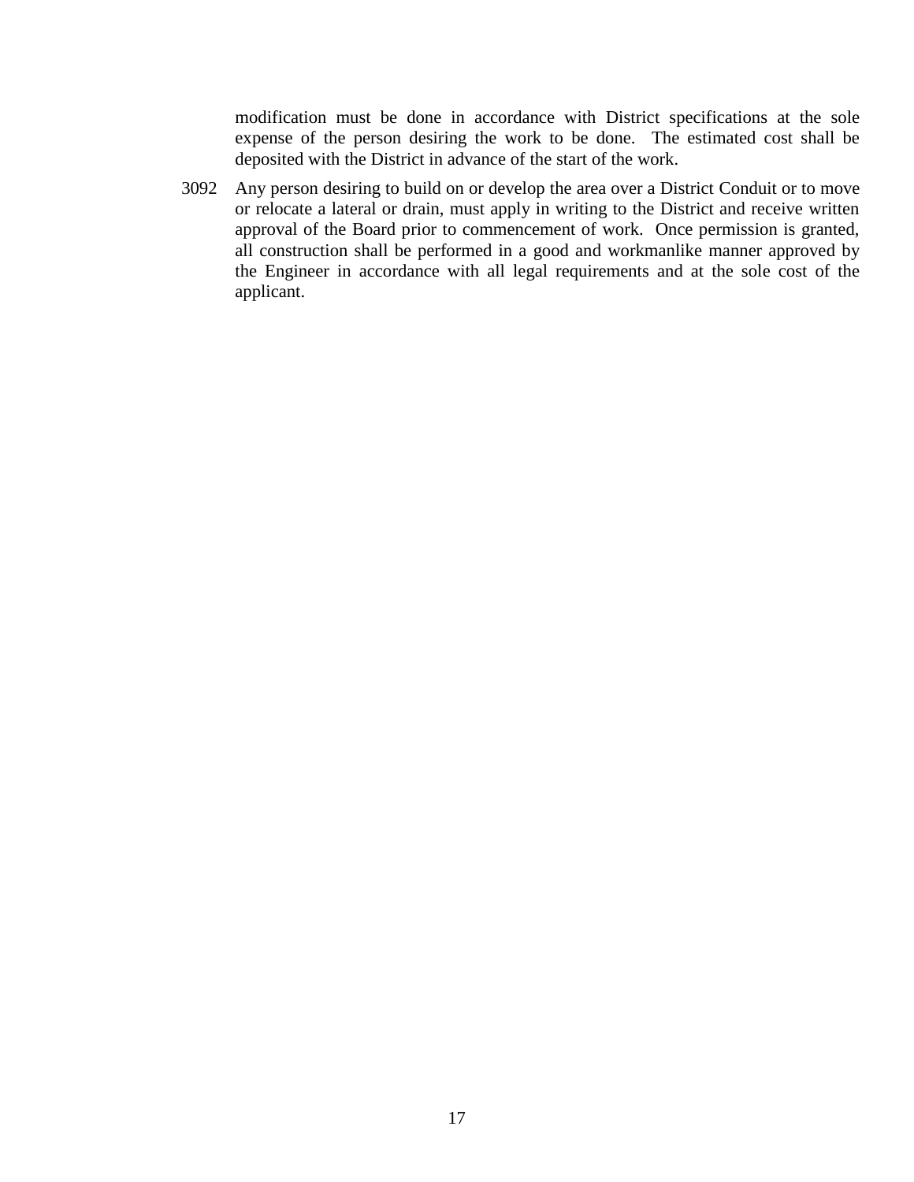modification must be done in accordance with District specifications at the sole expense of the person desiring the work to be done. The estimated cost shall be deposited with the District in advance of the start of the work.

3092 Any person desiring to build on or develop the area over a District Conduit or to move or relocate a lateral or drain, must apply in writing to the District and receive written approval of the Board prior to commencement of work. Once permission is granted, all construction shall be performed in a good and workmanlike manner approved by the Engineer in accordance with all legal requirements and at the sole cost of the applicant.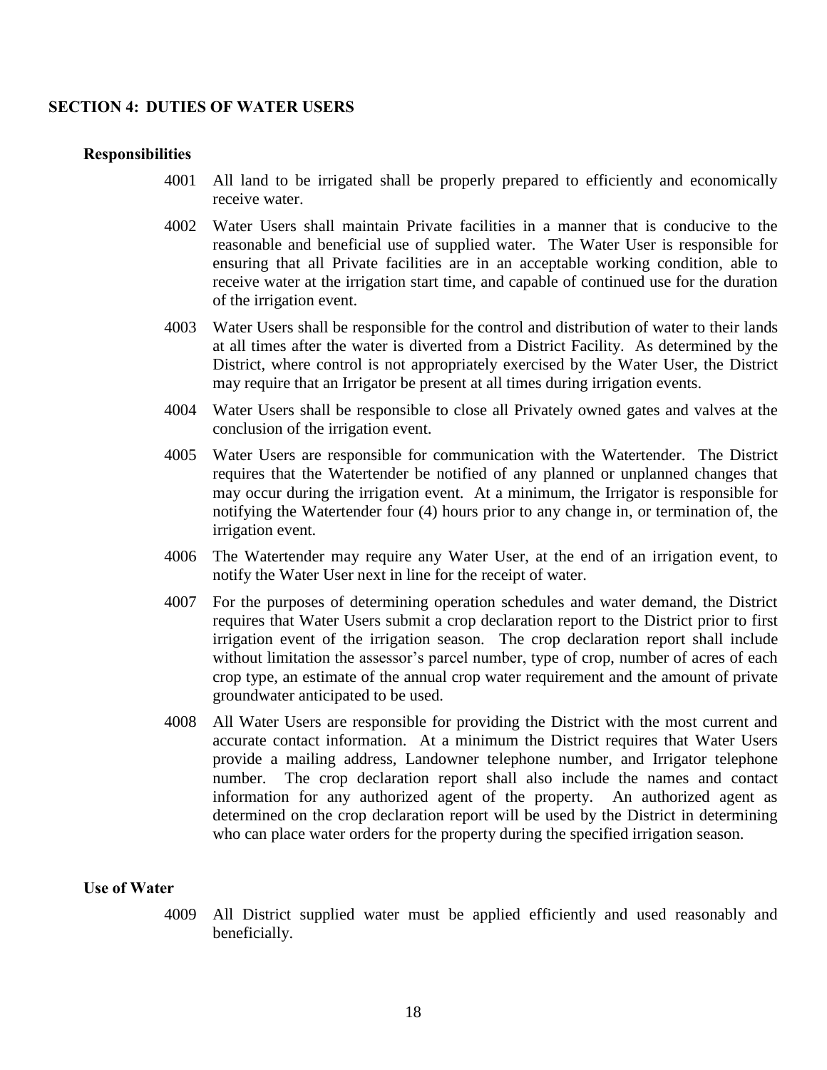## SECTION 4: DUTIES OF WATER USERS

### Responsibilities

4001 All land to be irrigated shall be properly prepared to efficiently and economically receive water.

4002 Water Users shall maintain Private facilities in a manner that is conducive to the reasonable and beneficial use of supplied water. The Water User is responsible for ensuring that all Private facilities are in an acceptable working condition, able to receive water at the irrigation start time, and capable of continued use for the duration of the irrigation event.

4003 Water Users shall be responsible for the control and distribution of water to their lands at all times after the water is diverted from a District Facility. As determined by the District, where control is not appropriately exercised by the Water User, the District may require that an Irrigator be present at all times during irrigation events.

4004 Water Users shall be responsible to close all Privately owned gates and valves at the conclusion of the irrigation event.

4005 Water Users are responsible for communication with the Watertender. The District requires that the Watertender be notified of any planned or unplanned changes that may occur during the irrigation event. At a minimum, the Irrigator is responsible for notifying the Watertender four (4) hours prior to any change in, or termination of, the irrigation event.

4006 The Watertender may require any Water User, at the end of an irrigation event, to notify the Water User next in line for the receipt of water.

4007 For the purposes of determining operation schedules and water demand, the District requires that Water Users submit a crop declaration report to the District prior to first irrigation event of the irrigation season. The crop declaration report shall include without limitation the assessor's parcel number, type of crop, number of acres of each crop type, an estimate of the annual crop water requirement and the amount of private groundwater anticipated to be used.

4008 All Water Users are responsible for providing the District with the most current and accurate contact information. At a minimum the District requires that Water Users provide a mailing address, Landowner telephone number, and Irrigator telephone number. The crop declaration report shall also include the names and contact information for any authorized agent of the property. An authorized agent as determined on the crop declaration report will be used by the District in determining who can place water orders for the property during the specified irrigation season.

### Use of Water

4009 All District supplied water must be applied efficiently and used reasonably and beneficially.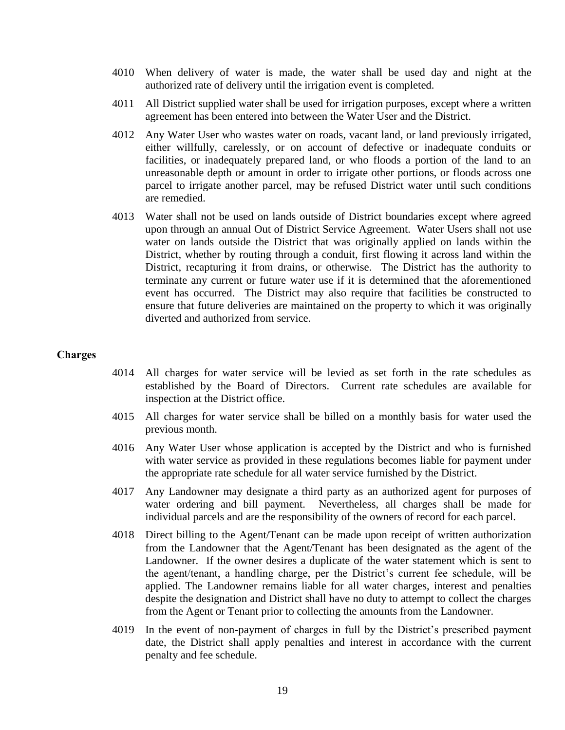4010 When delivery of water is made, the water shall be used day and night at the authorized rate of delivery until the irrigation event is completed.

4011 All District supplied water shall be used for irrigation purposes, except where a written agreement has been entered into between the Water User and the District.

4012 Any Water User who wastes water on roads, vacant land, or land previously irrigated, either willfully, carelessly, or on account of defective or inadequate conduits or facilities, or inadequately prepared land, or who floods a portion of the land to an unreasonable depth or amount in order to irrigate other portions, or floods across one parcel to irrigate another parcel, may be refused District water until such conditions are remedied.

4013 Water shall not be used on lands outside of District boundaries except where agreed upon through an annual Out of District Service Agreement. Water Users shall not use water on lands outside the District that was originally applied on lands within the District, whether by routing through a conduit, first flowing it across land within the District, recapturing it from drains, or otherwise. The District has the authority to terminate any current or future water use if it is determined that the aforementioned event has occurred. The District may also require that facilities be constructed to ensure that future deliveries are maintained on the property to which it was originally diverted and authorized from service.

**Charges**

4014 All charges for water service will be levied as set forth in the rate schedules as established by the Board of Directors. Current rate schedules are available for inspection at the District office.

4015 All charges for water service shall be billed on a monthly basis for water used the previous month.

4016 Any Water User whose application is accepted by the District and who is furnished with water service as provided in these regulations becomes liable for payment under the appropriate rate schedule for all water service furnished by the District.

4017 Any Landowner may designate a third party as an authorized agent for purposes of water ordering and bill payment. Nevertheless, all charges shall be made for individual parcels and are the responsibility of the owners of record for each parcel.

4018 Direct billing to the Agent/Tenant can be made upon receipt of written authorization from the Landowner that the Agent/Tenant has been designated as the agent of the Landowner. If the owner desires a duplicate of the water statement which is sent to the agent/tenant, a handling charge, per the District's current fee schedule, will be applied. The Landowner remains liable for all water charges, interest and penalties despite the designation and District shall have no duty to attempt to collect the charges from the Agent or Tenant prior to collecting the amounts from the Landowner.

4019 In the event of non-payment of charges in full by the District's prescribed payment date, the District shall apply penalties and interest in accordance with the current penalty and fee schedule.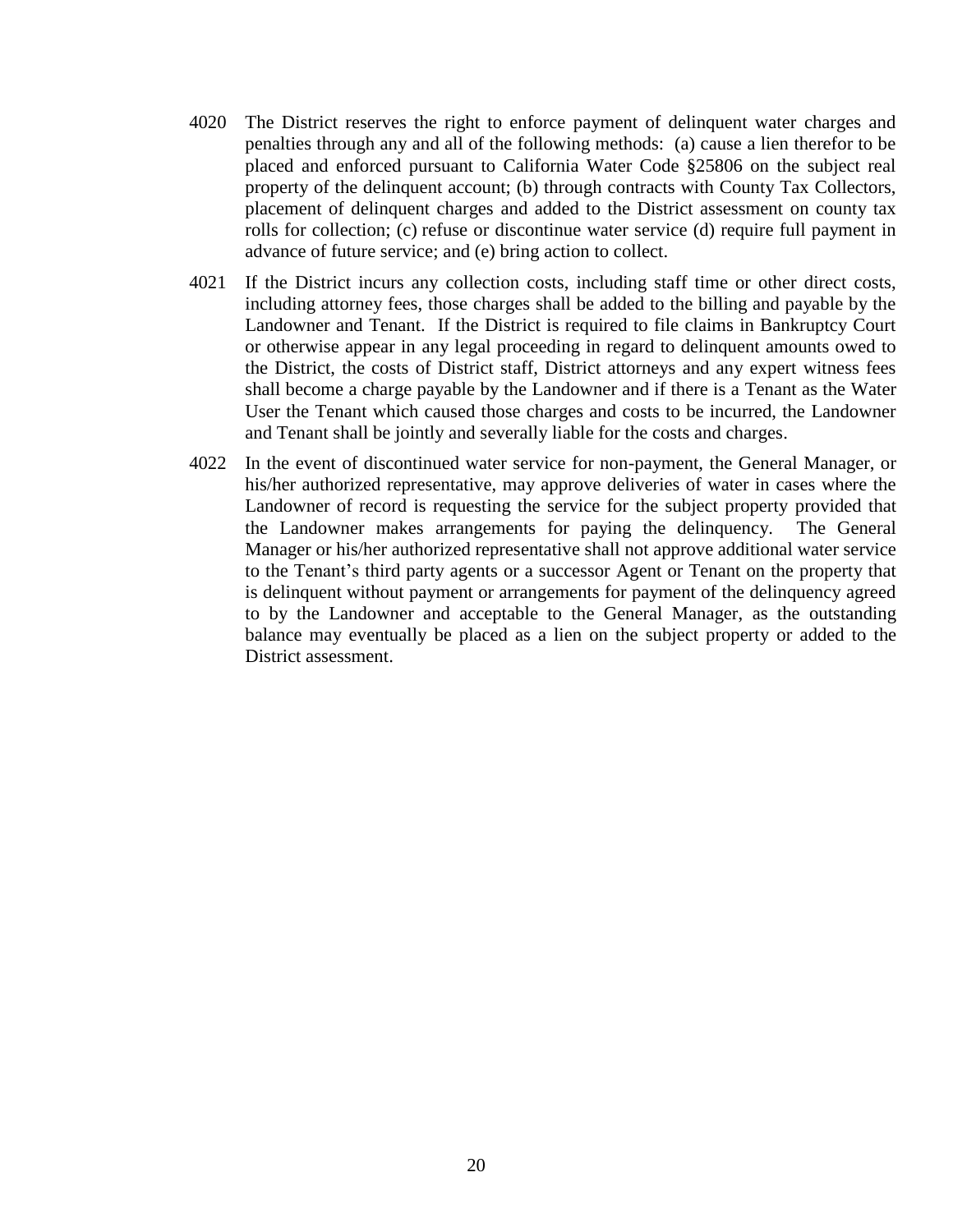4020 The District reserves the right to enforce payment of delinquent water charges and penalties through any and all of the following methods: (a) cause a lien therefor to be placed and enforced pursuant to California Water Code §25806 on the subject real property of the delinquent account; (b) through contracts with County Tax Collectors, placement of delinquent charges and added to the District assessment on county tax rolls for collection; (c) refuse or discontinue water service (d) require full payment in advance of future service; and (e) bring action to collect.

4021 If the District incurs any collection costs, including staff time or other direct costs, including attorney fees, those charges shall be added to the billing and payable by the Landowner and Tenant. If the District is required to file claims in Bankruptcy Court or otherwise appear in any legal proceeding in regard to delinquent amounts owed to the District, the costs of District staff, District attorneys and any expert witness fees shall become a charge payable by the Landowner and if there is a Tenant as the Water User the Tenant which caused those charges and costs to be incurred, the Landowner and Tenant shall be jointly and severally liable for the costs and charges.

4022 In the event of discontinued water service for non-payment, the General Manager, or his/her authorized representative, may approve deliveries of water in cases where the Landowner of record is requesting the service for the subject property provided that the Landowner makes arrangements for paying the delinquency. The General Manager or his/her authorized representative shall not approve additional water service to the Tenant's third party agents or a successor Agent or Tenant on the property that is delinquent without payment or arrangements for payment of the delinquency agreed to by the Landowner and acceptable to the General Manager, as the outstanding balance may eventually be placed as a lien on the subject property or added to the District assessment.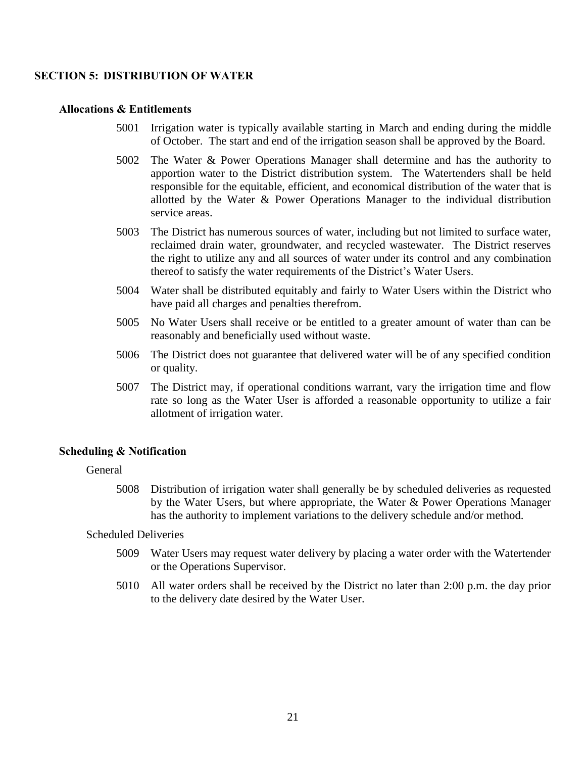## SECTION 5: DISTRIBUTION OF WATER

### Allocations & Entitlements

5001 Irrigation water is typically available starting in March and ending during the middle of October. The start and end of the irrigation season shall be approved by the Board.

5002 The Water & Power Operations Manager shall determine and has the authority to apportion water to the District distribution system. The Watertenders shall be held responsible for the equitable, efficient, and economical distribution of the water that is allotted by the Water & Power Operations Manager to the individual distribution service areas.

5003 The District has numerous sources of water, including but not limited to surface water, reclaimed drain water, groundwater, and recycled wastewater. The District reserves the right to utilize any and all sources of water under its control and any combination thereof to satisfy the water requirements of the District's Water Users.

5004 Water shall be distributed equitably and fairly to Water Users within the District who have paid all charges and penalties therefrom.

5005 No Water Users shall receive or be entitled to a greater amount of water than can be reasonably and beneficially used without waste.

5006 The District does not guarantee that delivered water will be of any specified condition or quality.

5007 The District may, if operational conditions warrant, vary the irrigation time and flow rate so long as the Water User is afforded a reasonable opportunity to utilize a fair allotment of irrigation water.

### Scheduling & Notification

General

5008 Distribution of irrigation water shall generally be by scheduled deliveries as requested by the Water Users, but where appropriate, the Water & Power Operations Manager has the authority to implement variations to the delivery schedule and/or method.

Scheduled Deliveries

5009 Water Users may request water delivery by placing a water order with the Watertender or the Operations Supervisor.

5010 All water orders shall be received by the District no later than 2:00 p.m. the day prior to the delivery date desired by the Water User.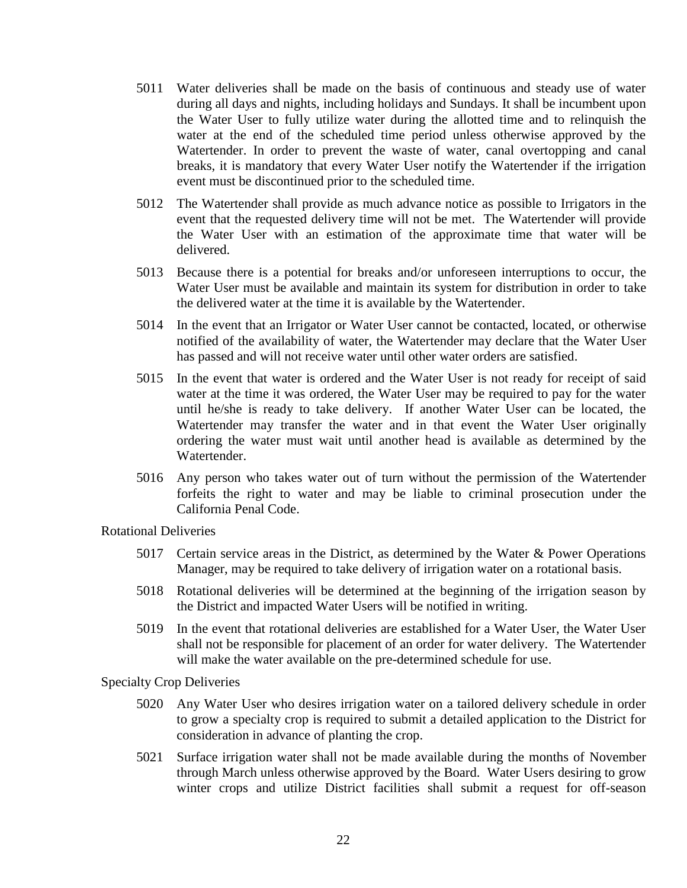5011 Water deliveries shall be made on the basis of continuous and steady use of water during all days and nights, including holidays and Sundays. It shall be incumbent upon the Water User to fully utilize water during the allotted time and to relinquish the water at the end of the scheduled time period unless otherwise approved by the Watertender. In order to prevent the waste of water, canal overtopping and canal breaks, it is mandatory that every Water User notify the Watertender if the irrigation event must be discontinued prior to the scheduled time.

5012 The Watertender shall provide as much advance notice as possible to Irrigators in the event that the requested delivery time will not be met. The Watertender will provide the Water User with an estimation of the approximate time that water will be delivered.

5013 Because there is a potential for breaks and/or unforeseen interruptions to occur, the Water User must be available and maintain its system for distribution in order to take the delivered water at the time it is available by the Watertender.

5014 In the event that an Irrigator or Water User cannot be contacted, located, or otherwise notified of the availability of water, the Watertender may declare that the Water User has passed and will not receive water until other water orders are satisfied.

5015 In the event that water is ordered and the Water User is not ready for receipt of said water at the time it was ordered, the Water User may be required to pay for the water until he/she is ready to take delivery. If another Water User can be located, the Watertender may transfer the water and in that event the Water User originally ordering the water must wait until another head is available as determined by the Watertender.

5016 Any person who takes water out of turn without the permission of the Watertender forfeits the right to water and may be liable to criminal prosecution under the California Penal Code.

Rotational Deliveries

5017 Certain service areas in the District, as determined by the Water & Power Operations Manager, may be required to take delivery of irrigation water on a rotational basis.

5018 Rotational deliveries will be determined at the beginning of the irrigation season by the District and impacted Water Users will be notified in writing.

5019 In the event that rotational deliveries are established for a Water User, the Water User shall not be responsible for placement of an order for water delivery. The Watertender will make the water available on the pre-determined schedule for use.

Specialty Crop Deliveries

5020 Any Water User who desires irrigation water on a tailored delivery schedule in order to grow a specialty crop is required to submit a detailed application to the District for consideration in advance of planting the crop.

5021 Surface irrigation water shall not be made available during the months of November through March unless otherwise approved by the Board. Water Users desiring to grow winter crops and utilize District facilities shall submit a request for off-season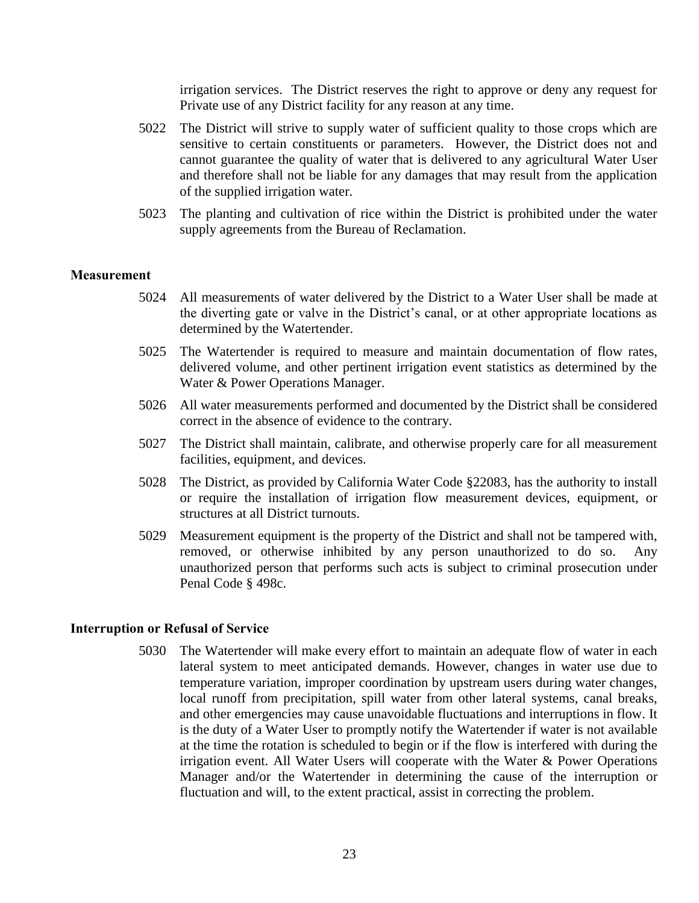irrigation services. The District reserves the right to approve or deny any request for Private use of any District facility for any reason at any time.

5022 The District will strive to supply water of sufficient quality to those crops which are sensitive to certain constituents or parameters. However, the District does not and cannot guarantee the quality of water that is delivered to any agricultural Water User and therefore shall not be liable for any damages that may result from the application of the supplied irrigation water.

5023 The planting and cultivation of rice within the District is prohibited under the water supply agreements from the Bureau of Reclamation.

**Measurement**

5024 All measurements of water delivered by the District to a Water User shall be made at the diverting gate or valve in the District's canal, or at other appropriate locations as determined by the Watertender.

5025 The Watertender is required to measure and maintain documentation of flow rates, delivered volume, and other pertinent irrigation event statistics as determined by the Water & Power Operations Manager.

5026 All water measurements performed and documented by the District shall be considered correct in the absence of evidence to the contrary.

5027 The District shall maintain, calibrate, and otherwise properly care for all measurement facilities, equipment, and devices.

5028 The District, as provided by California Water Code §22083, has the authority to install or require the installation of irrigation flow measurement devices, equipment, or structures at all District turnouts.

5029 Measurement equipment is the property of the District and shall not be tampered with, removed, or otherwise inhibited by any person unauthorized to do so. Any unauthorized person that performs such acts is subject to criminal prosecution under Penal Code § 498c.

**Interruption or Refusal of Service**

5030 The Watertender will make every effort to maintain an adequate flow of water in each lateral system to meet anticipated demands. However, changes in water use due to temperature variation, improper coordination by upstream users during water changes, local runoff from precipitation, spill water from other lateral systems, canal breaks, and other emergencies may cause unavoidable fluctuations and interruptions in flow. It is the duty of a Water User to promptly notify the Watertender if water is not available at the time the rotation is scheduled to begin or if the flow is interfered with during the irrigation event. All Water Users will cooperate with the Water & Power Operations Manager and/or the Watertender in determining the cause of the interruption or fluctuation and will, to the extent practical, assist in correcting the problem.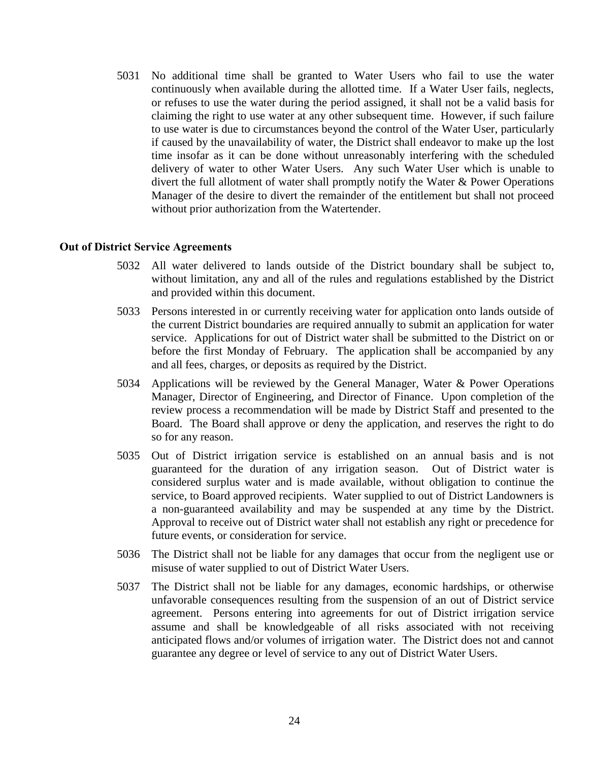5031 No additional time shall be granted to Water Users who fail to use the water continuously when available during the allotted time. If a Water User fails, neglects, or refuses to use the water during the period assigned, it shall not be a valid basis for claiming the right to use water at any other subsequent time. However, if such failure to use water is due to circumstances beyond the control of the Water User, particularly if caused by the unavailability of water, the District shall endeavor to make up the lost time insofar as it can be done without unreasonably interfering with the scheduled delivery of water to other Water Users. Any such Water User which is unable to divert the full allotment of water shall promptly notify the Water & Power Operations Manager of the desire to divert the remainder of the entitlement but shall not proceed without prior authorization from the Watertender.

**Out of District Service Agreements**

5032 All water delivered to lands outside of the District boundary shall be subject to, without limitation, any and all of the rules and regulations established by the District and provided within this document.

5033 Persons interested in or currently receiving water for application onto lands outside of the current District boundaries are required annually to submit an application for water service. Applications for out of District water shall be submitted to the District on or before the first Monday of February. The application shall be accompanied by any and all fees, charges, or deposits as required by the District.

5034 Applications will be reviewed by the General Manager, Water & Power Operations Manager, Director of Engineering, and Director of Finance. Upon completion of the review process a recommendation will be made by District Staff and presented to the Board. The Board shall approve or deny the application, and reserves the right to do so for any reason.

5035 Out of District irrigation service is established on an annual basis and is not guaranteed for the duration of any irrigation season. Out of District water is considered surplus water and is made available, without obligation to continue the service, to Board approved recipients. Water supplied to out of District Landowners is a non-guaranteed availability and may be suspended at any time by the District. Approval to receive out of District water shall not establish any right or precedence for future events, or consideration for service.

5036 The District shall not be liable for any damages that occur from the negligent use or misuse of water supplied to out of District Water Users.

5037 The District shall not be liable for any damages, economic hardships, or otherwise unfavorable consequences resulting from the suspension of an out of District service agreement. Persons entering into agreements for out of District irrigation service assume and shall be knowledgeable of all risks associated with not receiving anticipated flows and/or volumes of irrigation water. The District does not and cannot guarantee any degree or level of service to any out of District Water Users.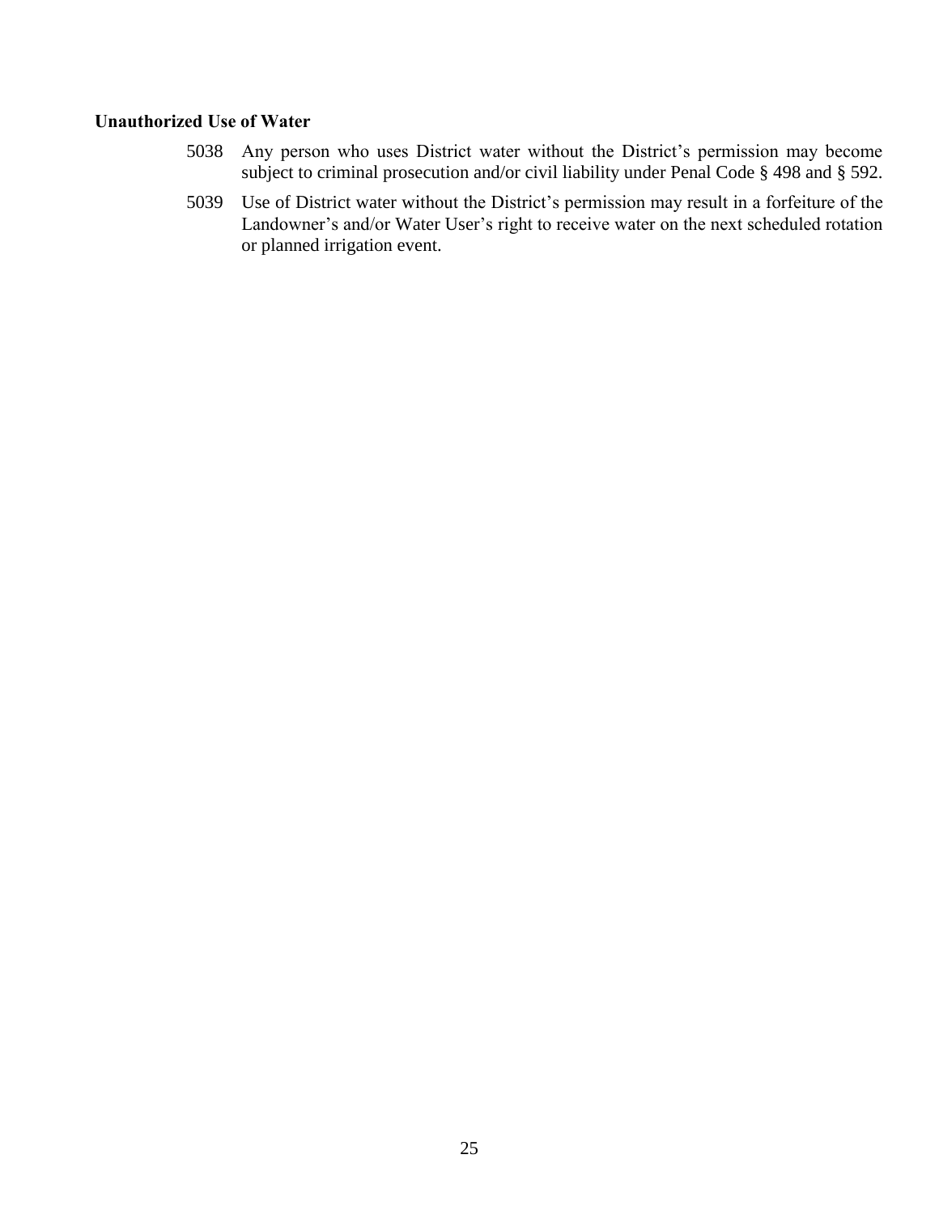**Unauthorized Use of Water**

5038 Any person who uses District water without the District's permission may become subject to criminal prosecution and/or civil liability under Penal Code § 498 and § 592.

5039 Use of District water without the District's permission may result in a forfeiture of the Landowner's and/or Water User's right to receive water on the next scheduled rotation or planned irrigation event.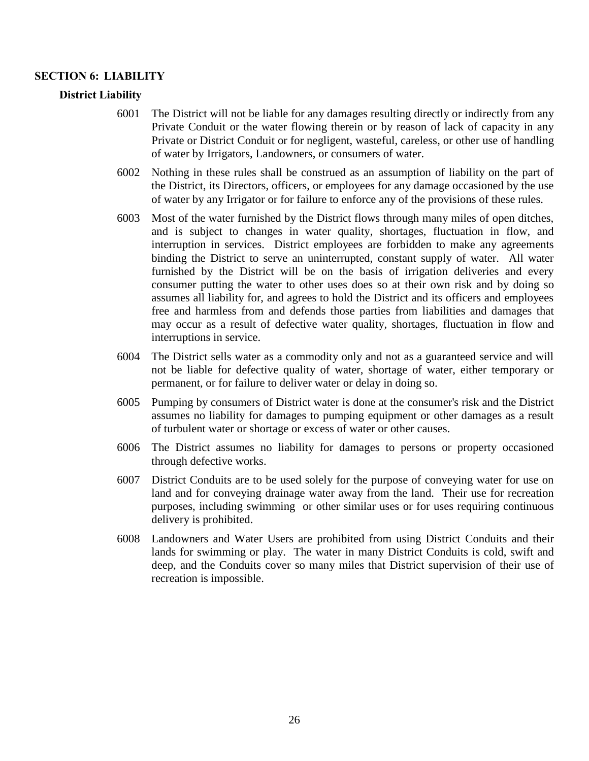## SECTION 6: LIABILITY

### District Liability

6001 The District will not be liable for any damages resulting directly or indirectly from any Private Conduit or the water flowing therein or by reason of lack of capacity in any Private or District Conduit or for negligent, wasteful, careless, or other use of handling of water by Irrigators, Landowners, or consumers of water.

6002 Nothing in these rules shall be construed as an assumption of liability on the part of the District, its Directors, officers, or employees for any damage occasioned by the use of water by any Irrigator or for failure to enforce any of the provisions of these rules.

6003 Most of the water furnished by the District flows through many miles of open ditches, and is subject to changes in water quality, shortages, fluctuation in flow, and interruption in services. District employees are forbidden to make any agreements binding the District to serve an uninterrupted, constant supply of water. All water furnished by the District will be on the basis of irrigation deliveries and every consumer putting the water to other uses does so at their own risk and by doing so assumes all liability for, and agrees to hold the District and its officers and employees free and harmless from and defends those parties from liabilities and damages that may occur as a result of defective water quality, shortages, fluctuation in flow and interruptions in service.

6004 The District sells water as a commodity only and not as a guaranteed service and will not be liable for defective quality of water, shortage of water, either temporary or permanent, or for failure to deliver water or delay in doing so.

6005 Pumping by consumers of District water is done at the consumer's risk and the District assumes no liability for damages to pumping equipment or other damages as a result of turbulent water or shortage or excess of water or other causes.

6006 The District assumes no liability for damages to persons or property occasioned through defective works.

6007 District Conduits are to be used solely for the purpose of conveying water for use on land and for conveying drainage water away from the land. Their use for recreation purposes, including swimming or other similar uses or for uses requiring continuous delivery is prohibited.

6008 Landowners and Water Users are prohibited from using District Conduits and their lands for swimming or play. The water in many District Conduits is cold, swift and deep, and the Conduits cover so many miles that District supervision of their use of recreation is impossible.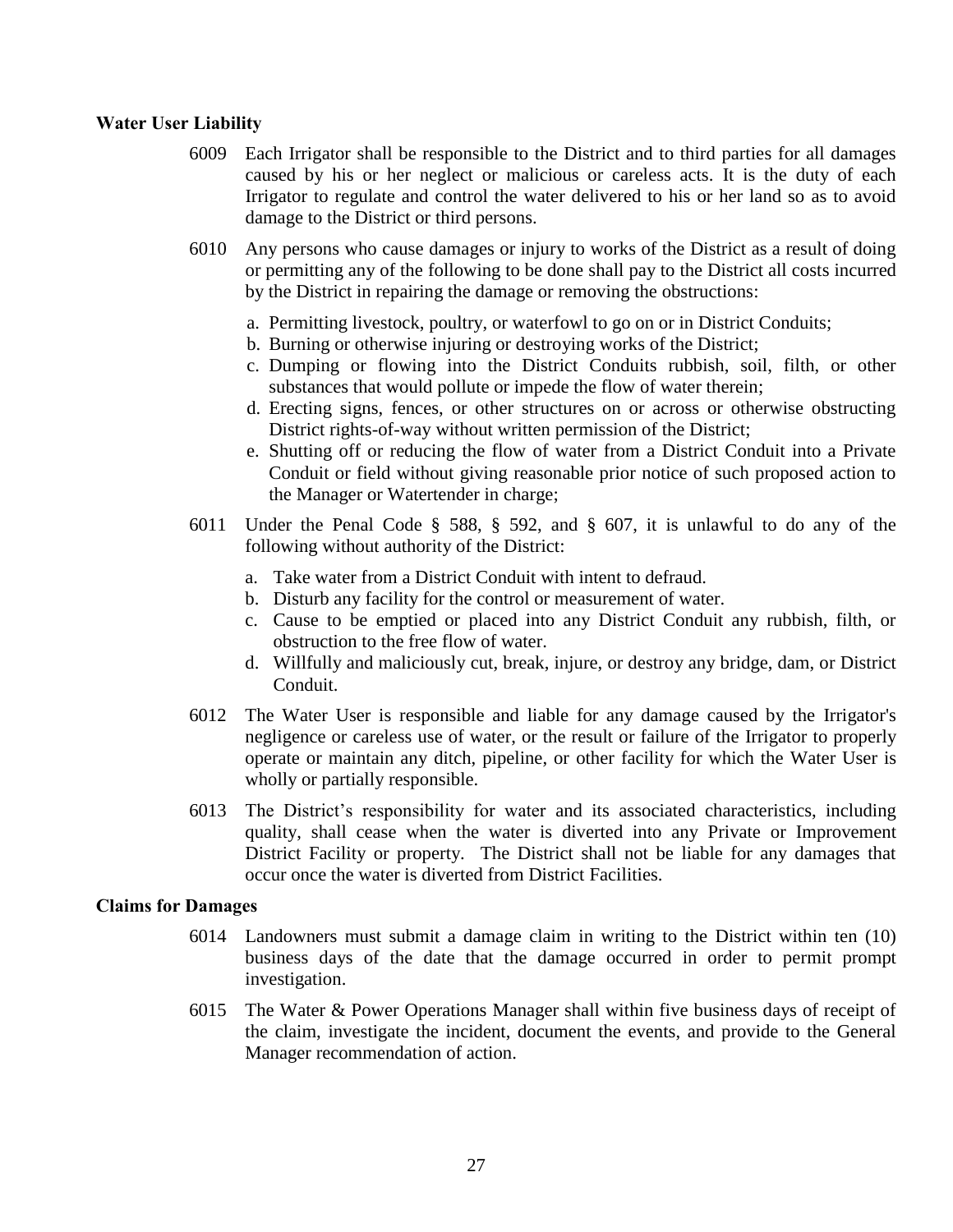**Water User Liability**

6009 Each Irrigator shall be responsible to the District and to third parties for all damages caused by his or her neglect or malicious or careless acts. It is the duty of each Irrigator to regulate and control the water delivered to his or her land so as to avoid damage to the District or third persons.

6010 Any persons who cause damages or injury to works of the District as a result of doing or permitting any of the following to be done shall pay to the District all costs incurred by the District in repairing the damage or removing the obstructions:

a. Permitting livestock, poultry, or waterfowl to go on or in District Conduits;
b. Burning or otherwise injuring or destroying works of the District;
c. Dumping or flowing into the District Conduits rubbish, soil, filth, or other substances that would pollute or impede the flow of water therein;
d. Erecting signs, fences, or other structures on or across or otherwise obstructing District rights-of-way without written permission of the District;
e. Shutting off or reducing the flow of water from a District Conduit into a Private Conduit or field without giving reasonable prior notice of such proposed action to the Manager or Watertender in charge;

6011 Under the Penal Code § 588, § 592, and § 607, it is unlawful to do any of the following without authority of the District:

a. Take water from a District Conduit with intent to defraud.
b. Disturb any facility for the control or measurement of water.
c. Cause to be emptied or placed into any District Conduit any rubbish, filth, or obstruction to the free flow of water.
d. Willfully and maliciously cut, break, injure, or destroy any bridge, dam, or District Conduit.

6012 The Water User is responsible and liable for any damage caused by the Irrigator's negligence or careless use of water, or the result or failure of the Irrigator to properly operate or maintain any ditch, pipeline, or other facility for which the Water User is wholly or partially responsible.

6013 The District's responsibility for water and its associated characteristics, including quality, shall cease when the water is diverted into any Private or Improvement District Facility or property. The District shall not be liable for any damages that occur once the water is diverted from District Facilities.

**Claims for Damages**

6014 Landowners must submit a damage claim in writing to the District within ten (10) business days of the date that the damage occurred in order to permit prompt investigation.

6015 The Water & Power Operations Manager shall within five business days of receipt of the claim, investigate the incident, document the events, and provide to the General Manager recommendation of action.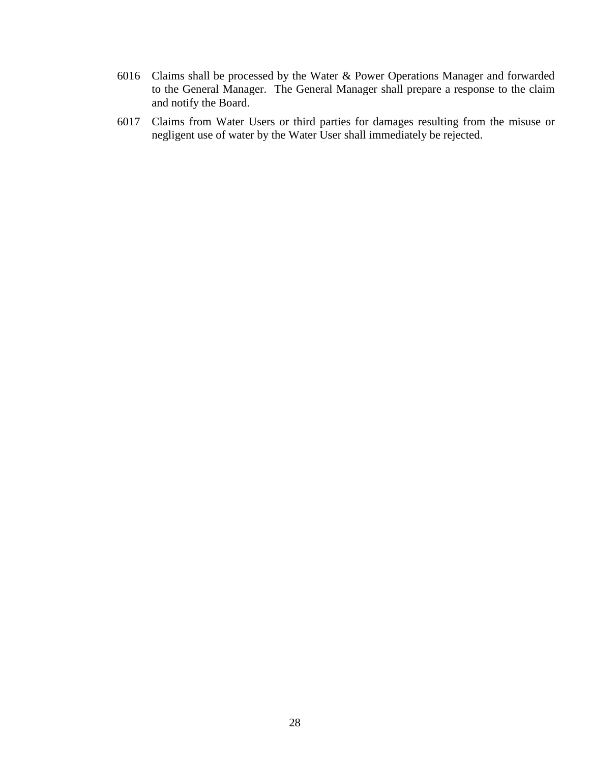6016 Claims shall be processed by the Water & Power Operations Manager and forwarded to the General Manager. The General Manager shall prepare a response to the claim and notify the Board.

6017 Claims from Water Users or third parties for damages resulting from the misuse or negligent use of water by the Water User shall immediately be rejected.